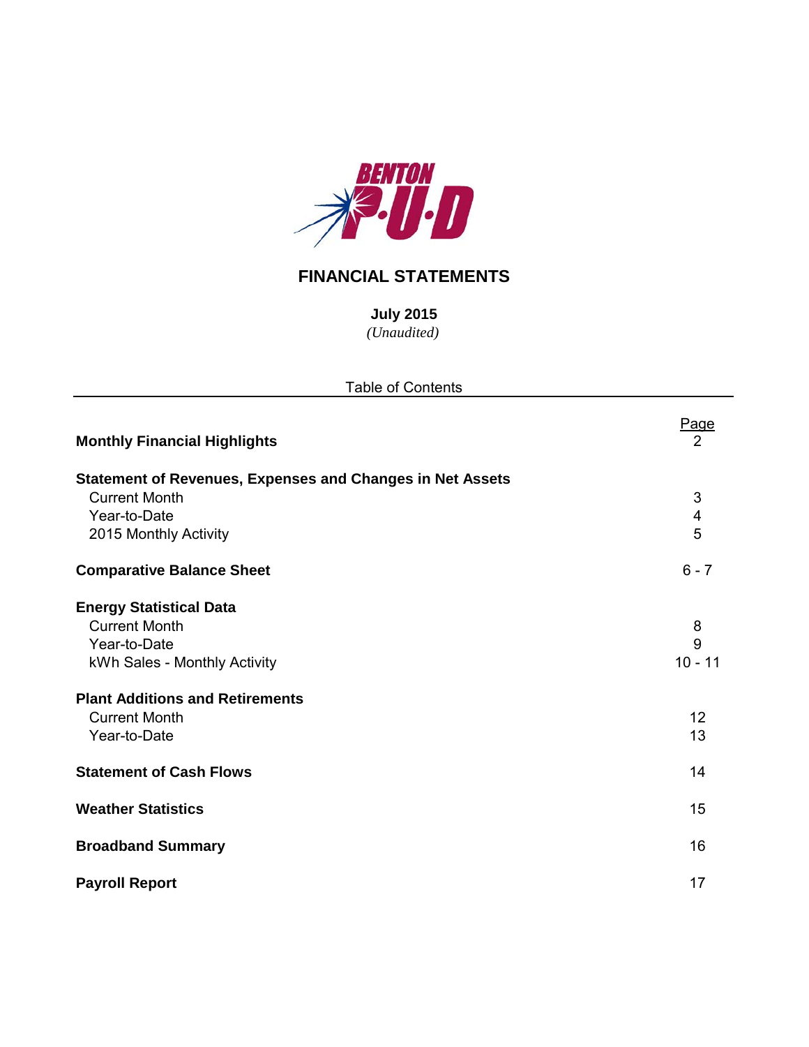BENTON P·U·D

# FINANCIAL STATEMENTS

**July 2015**

*(Unaudited)*

Table of Contents

| | Page |
|---|---|
| **Monthly Financial Highlights** | 2 |
| **Statement of Revenues, Expenses and Changes in Net Assets** | |
| Current Month | 3 |
| Year-to-Date | 4 |
| 2015 Monthly Activity | 5 |
| **Comparative Balance Sheet** | 6 - 7 |
| **Energy Statistical Data** | |
| Current Month | 8 |
| Year-to-Date | 9 |
| kWh Sales - Monthly Activity | 10 - 11 |
| **Plant Additions and Retirements** | |
| Current Month | 12 |
| Year-to-Date | 13 |
| **Statement of Cash Flows** | 14 |
| **Weather Statistics** | 15 |
| **Broadband Summary** | 16 |
| **Payroll Report** | 17 |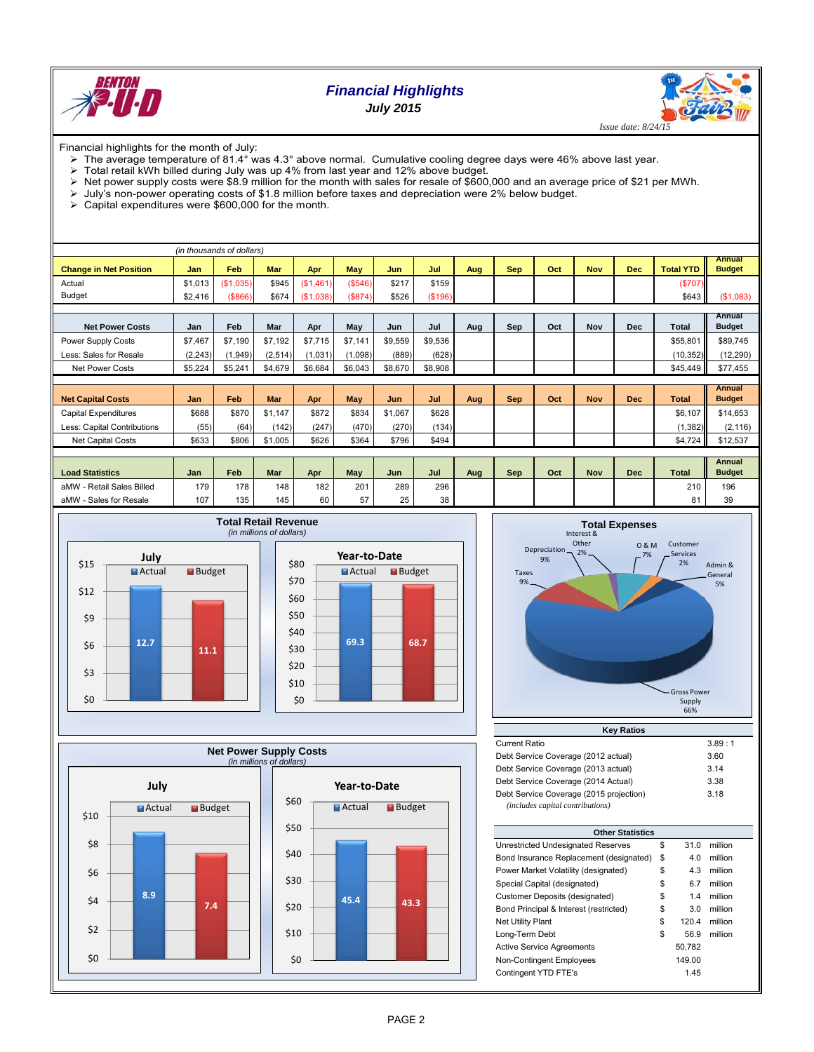# Financial Highlights

**July 2015**

*Issue date: 8/24/15*

Financial highlights for the month of July:

- The average temperature of 81.4° was 4.3° above normal. Cumulative cooling degree days were 46% above last year.
- Total retail kWh billed during July was up 4% from last year and 12% above budget.
- Net power supply costs were $8.9 million for the month with sales for resale of $600,000 and an average price of $21 per MWh.
- July's non-power operating costs of $1.8 million before taxes and depreciation were 2% below budget.
- Capital expenditures were $600,000 for the month.

*(in thousands of dollars)*

| Change in Net Position | Jan | Feb | Mar | Apr | May | Jun | Jul | Aug | Sep | Oct | Nov | Dec | Total YTD | Annual Budget |
|---|---|---|---|---|---|---|---|---|---|---|---|---|---|---|
| Actual | $1,013 | ($1,035) | $945 | ($1,461) | ($546) | $217 | $159 | | | | | | ($707) | |
| Budget | $2,416 | ($866) | $674 | ($1,038) | ($874) | $526 | ($196) | | | | | | $643 | ($1,083) |

| Net Power Costs | Jan | Feb | Mar | Apr | May | Jun | Jul | Aug | Sep | Oct | Nov | Dec | Total | Annual Budget |
|---|---|---|---|---|---|---|---|---|---|---|---|---|---|---|
| Power Supply Costs | $7,467 | $7,190 | $7,192 | $7,715 | $7,141 | $9,559 | $9,536 | | | | | | $55,801 | $89,745 |
| Less: Sales for Resale | (2,243) | (1,949) | (2,514) | (1,031) | (1,098) | (889) | (628) | | | | | | (10,352) | (12,290) |
| Net Power Costs | $5,224 | $5,241 | $4,679 | $6,684 | $6,043 | $8,670 | $8,908 | | | | | | $45,449 | $77,455 |

| Net Capital Costs | Jan | Feb | Mar | Apr | May | Jun | Jul | Aug | Sep | Oct | Nov | Dec | Total | Annual Budget |
|---|---|---|---|---|---|---|---|---|---|---|---|---|---|---|
| Capital Expenditures | $688 | $870 | $1,147 | $872 | $834 | $1,067 | $628 | | | | | | $6,107 | $14,653 |
| Less: Capital Contributions | (55) | (64) | (142) | (247) | (470) | (270) | (134) | | | | | | (1,382) | (2,116) |
| Net Capital Costs | $633 | $806 | $1,005 | $626 | $364 | $796 | $494 | | | | | | $4,724 | $12,537 |

| Load Statistics | Jan | Feb | Mar | Apr | May | Jun | Jul | Aug | Sep | Oct | Nov | Dec | Total | Annual Budget |
|---|---|---|---|---|---|---|---|---|---|---|---|---|---|---|
| aMW - Retail Sales Billed | 179 | 178 | 148 | 182 | 201 | 289 | 296 | | | | | | 210 | 196 |
| aMW - Sales for Resale | 107 | 135 | 145 | 60 | 57 | 25 | 38 | | | | | | 81 | 39 |

**Total Retail Revenue**
*(in millions of dollars)*

| | Actual | Budget |
|---|---|---|
| July | 12.7 | 11.1 |
| Year-to-Date | 69.3 | 68.7 |

**Total Expenses**

- Gross Power Supply 66%
- Taxes 9%
- Depreciation 9%
- Interest & Other 2%
- O & M 7%
- Customer Services 2%
- Admin & General 5%

**Net Power Supply Costs**
*(in millions of dollars)*

| | Actual | Budget |
|---|---|---|
| July | 8.9 | 7.4 |
| Year-to-Date | 45.4 | 43.3 |

| Key Ratios | |
|---|---|
| Current Ratio | 3.89 : 1 |
| Debt Service Coverage (2012 actual) | 3.60 |
| Debt Service Coverage (2013 actual) | 3.14 |
| Debt Service Coverage (2014 Actual) | 3.38 |
| Debt Service Coverage (2015 projection) | 3.18 |

*(includes capital contributions)*

| Other Statistics | | | |
|---|---|---|---|
| Unrestricted Undesignated Reserves | $ | 31.0 | million |
| Bond Insurance Replacement (designated) | $ | 4.0 | million |
| Power Market Volatility (designated) | $ | 4.3 | million |
| Special Capital (designated) | $ | 6.7 | million |
| Customer Deposits (designated) | $ | 1.4 | million |
| Bond Principal & Interest (restricted) | $ | 3.0 | million |
| Net Utility Plant | $ | 120.4 | million |
| Long-Term Debt | $ | 56.9 | million |
| Active Service Agreements | | 50,782 | |
| Non-Contingent Employees | | 149.00 | |
| Contingent YTD FTE's | | 1.45 | |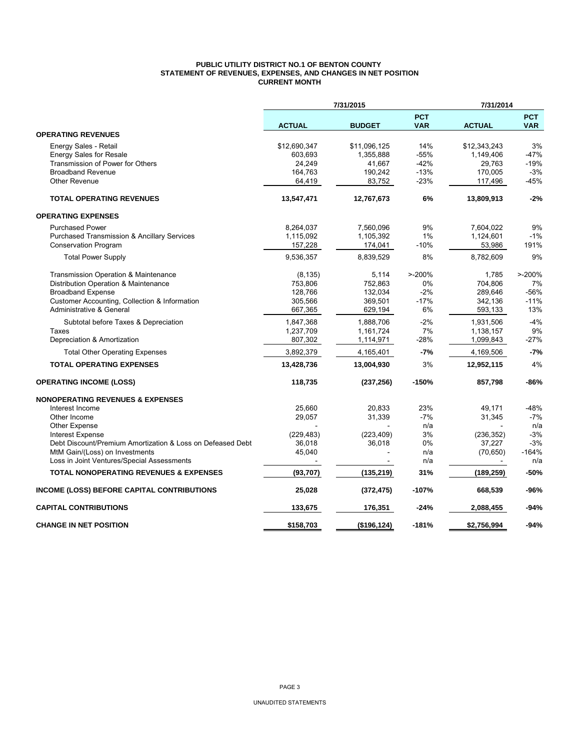**PUBLIC UTILITY DISTRICT NO.1 OF BENTON COUNTY**
**STATEMENT OF REVENUES, EXPENSES, AND CHANGES IN NET POSITION**
**CURRENT MONTH**

| | 7/31/2015 | | | 7/31/2014 | |
|---|---|---|---|---|---|
| | **ACTUAL** | **BUDGET** | **PCT VAR** | **ACTUAL** | **PCT VAR** |
| **OPERATING REVENUES** | | | | | |
| Energy Sales - Retail | $12,690,347 | $11,096,125 | 14% | $12,343,243 | 3% |
| Energy Sales for Resale | 603,693 | 1,355,888 | -55% | 1,149,406 | -47% |
| Transmission of Power for Others | 24,249 | 41,667 | -42% | 29,763 | -19% |
| Broadband Revenue | 164,763 | 190,242 | -13% | 170,005 | -3% |
| Other Revenue | 64,419 | 83,752 | -23% | 117,496 | -45% |
| **TOTAL OPERATING REVENUES** | **13,547,471** | **12,767,673** | **6%** | **13,809,913** | **-2%** |
| **OPERATING EXPENSES** | | | | | |
| Purchased Power | 8,264,037 | 7,560,096 | 9% | 7,604,022 | 9% |
| Purchased Transmission & Ancillary Services | 1,115,092 | 1,105,392 | 1% | 1,124,601 | -1% |
| Conservation Program | 157,228 | 174,041 | -10% | 53,986 | 191% |
| Total Power Supply | 9,536,357 | 8,839,529 | 8% | 8,782,609 | 9% |
| Transmission Operation & Maintenance | (8,135) | 5,114 | >-200% | 1,785 | >-200% |
| Distribution Operation & Maintenance | 753,806 | 752,863 | 0% | 704,806 | 7% |
| Broadband Expense | 128,766 | 132,034 | -2% | 289,646 | -56% |
| Customer Accounting, Collection & Information | 305,566 | 369,501 | -17% | 342,136 | -11% |
| Administrative & General | 667,365 | 629,194 | 6% | 593,133 | 13% |
| Subtotal before Taxes & Depreciation | 1,847,368 | 1,888,706 | -2% | 1,931,506 | -4% |
| Taxes | 1,237,709 | 1,161,724 | 7% | 1,138,157 | 9% |
| Depreciation & Amortization | 807,302 | 1,114,971 | -28% | 1,099,843 | -27% |
| Total Other Operating Expenses | 3,892,379 | 4,165,401 | **-7%** | 4,169,506 | **-7%** |
| **TOTAL OPERATING EXPENSES** | **13,428,736** | **13,004,930** | 3% | **12,952,115** | 4% |
| **OPERATING INCOME (LOSS)** | **118,735** | **(237,256)** | **-150%** | **857,798** | **-86%** |
| **NONOPERATING REVENUES & EXPENSES** | | | | | |
| Interest Income | 25,660 | 20,833 | 23% | 49,171 | -48% |
| Other Income | 29,057 | 31,339 | -7% | 31,345 | -7% |
| Other Expense | - | - | n/a | - | n/a |
| Interest Expense | (229,483) | (223,409) | 3% | (236,352) | -3% |
| Debt Discount/Premium Amortization & Loss on Defeased Debt | 36,018 | 36,018 | 0% | 37,227 | -3% |
| MtM Gain/(Loss) on Investments | 45,040 | - | n/a | (70,650) | -164% |
| Loss in Joint Ventures/Special Assessments | - | - | n/a | - | n/a |
| **TOTAL NONOPERATING REVENUES & EXPENSES** | **(93,707)** | **(135,219)** | **31%** | **(189,259)** | **-50%** |
| **INCOME (LOSS) BEFORE CAPITAL CONTRIBUTIONS** | **25,028** | **(372,475)** | **-107%** | **668,539** | **-96%** |
| **CAPITAL CONTRIBUTIONS** | **133,675** | **176,351** | **-24%** | **2,088,455** | **-94%** |
| **CHANGE IN NET POSITION** | **$158,703** | **($196,124)** | **-181%** | **$2,756,994** | **-94%** |

UNAUDITED STATEMENTS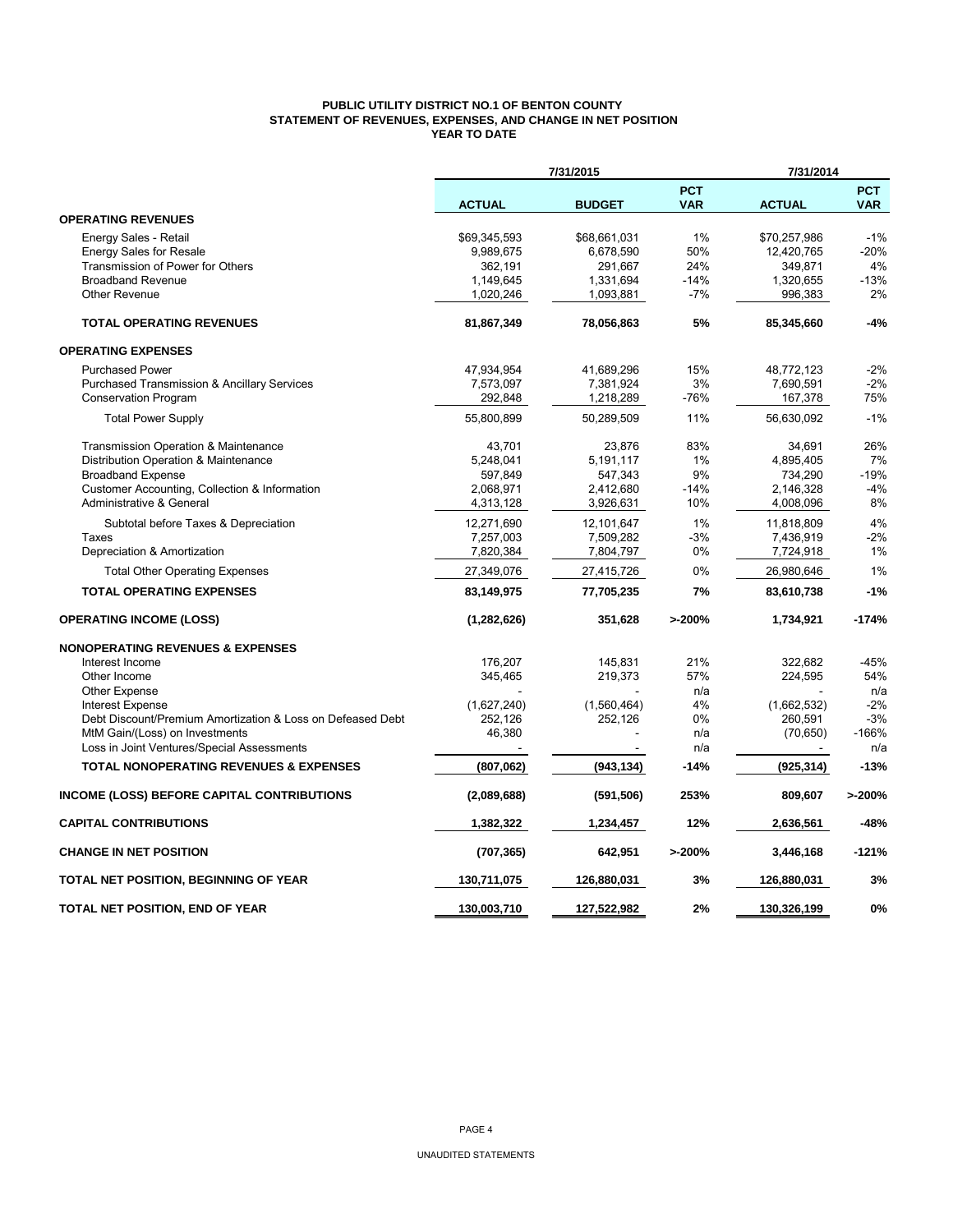**PUBLIC UTILITY DISTRICT NO.1 OF BENTON COUNTY**
**STATEMENT OF REVENUES, EXPENSES, AND CHANGE IN NET POSITION**
**YEAR TO DATE**

| | 7/31/2015 | | | 7/31/2014 | |
|---|---|---|---|---|---|
| | **ACTUAL** | **BUDGET** | **PCT VAR** | **ACTUAL** | **PCT VAR** |
| **OPERATING REVENUES** | | | | | |
| Energy Sales - Retail | $69,345,593 | $68,661,031 | 1% | $70,257,986 | -1% |
| Energy Sales for Resale | 9,989,675 | 6,678,590 | 50% | 12,420,765 | -20% |
| Transmission of Power for Others | 362,191 | 291,667 | 24% | 349,871 | 4% |
| Broadband Revenue | 1,149,645 | 1,331,694 | -14% | 1,320,655 | -13% |
| Other Revenue | 1,020,246 | 1,093,881 | -7% | 996,383 | 2% |
| **TOTAL OPERATING REVENUES** | **81,867,349** | **78,056,863** | **5%** | **85,345,660** | **-4%** |
| **OPERATING EXPENSES** | | | | | |
| Purchased Power | 47,934,954 | 41,689,296 | 15% | 48,772,123 | -2% |
| Purchased Transmission & Ancillary Services | 7,573,097 | 7,381,924 | 3% | 7,690,591 | -2% |
| Conservation Program | 292,848 | 1,218,289 | -76% | 167,378 | 75% |
| Total Power Supply | 55,800,899 | 50,289,509 | 11% | 56,630,092 | -1% |
| Transmission Operation & Maintenance | 43,701 | 23,876 | 83% | 34,691 | 26% |
| Distribution Operation & Maintenance | 5,248,041 | 5,191,117 | 1% | 4,895,405 | 7% |
| Broadband Expense | 597,849 | 547,343 | 9% | 734,290 | -19% |
| Customer Accounting, Collection & Information | 2,068,971 | 2,412,680 | -14% | 2,146,328 | -4% |
| Administrative & General | 4,313,128 | 3,926,631 | 10% | 4,008,096 | 8% |
| Subtotal before Taxes & Depreciation | 12,271,690 | 12,101,647 | 1% | 11,818,809 | 4% |
| Taxes | 7,257,003 | 7,509,282 | -3% | 7,436,919 | -2% |
| Depreciation & Amortization | 7,820,384 | 7,804,797 | 0% | 7,724,918 | 1% |
| Total Other Operating Expenses | 27,349,076 | 27,415,726 | 0% | 26,980,646 | 1% |
| **TOTAL OPERATING EXPENSES** | **83,149,975** | **77,705,235** | **7%** | **83,610,738** | **-1%** |
| **OPERATING INCOME (LOSS)** | **(1,282,626)** | **351,628** | **>-200%** | **1,734,921** | **-174%** |
| **NONOPERATING REVENUES & EXPENSES** | | | | | |
| Interest Income | 176,207 | 145,831 | 21% | 322,682 | -45% |
| Other Income | 345,465 | 219,373 | 57% | 224,595 | 54% |
| Other Expense | - | - | n/a | - | n/a |
| Interest Expense | (1,627,240) | (1,560,464) | 4% | (1,662,532) | -2% |
| Debt Discount/Premium Amortization & Loss on Defeased Debt | 252,126 | 252,126 | 0% | 260,591 | -3% |
| MtM Gain/(Loss) on Investments | 46,380 | - | n/a | (70,650) | -166% |
| Loss in Joint Ventures/Special Assessments | - | - | n/a | - | n/a |
| **TOTAL NONOPERATING REVENUES & EXPENSES** | **(807,062)** | **(943,134)** | **-14%** | **(925,314)** | **-13%** |
| **INCOME (LOSS) BEFORE CAPITAL CONTRIBUTIONS** | **(2,089,688)** | **(591,506)** | **253%** | **809,607** | **>-200%** |
| **CAPITAL CONTRIBUTIONS** | **1,382,322** | **1,234,457** | **12%** | **2,636,561** | **-48%** |
| **CHANGE IN NET POSITION** | **(707,365)** | **642,951** | **>-200%** | **3,446,168** | **-121%** |
| **TOTAL NET POSITION, BEGINNING OF YEAR** | **130,711,075** | **126,880,031** | **3%** | **126,880,031** | **3%** |
| **TOTAL NET POSITION, END OF YEAR** | **130,003,710** | **127,522,982** | **2%** | **130,326,199** | **0%** |

UNAUDITED STATEMENTS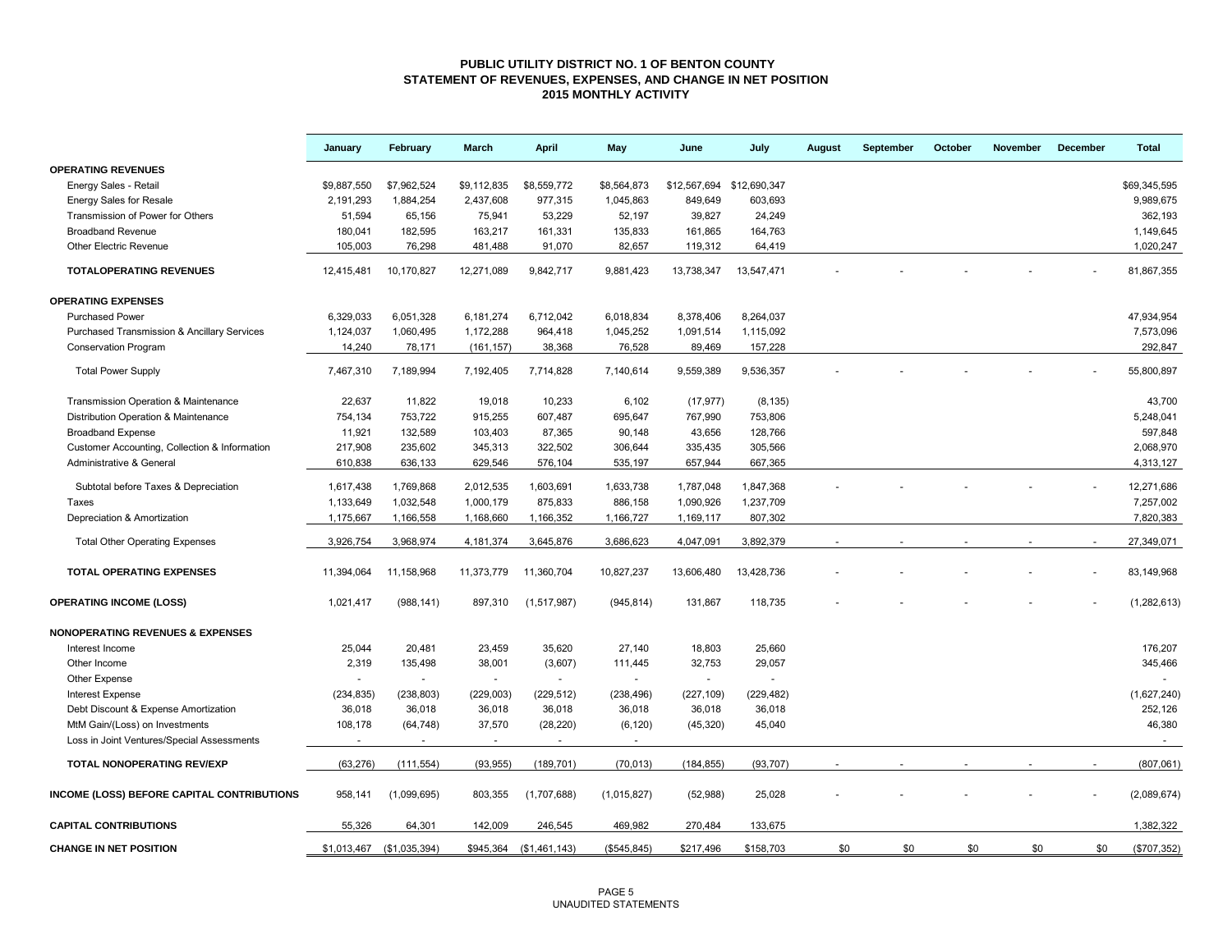# PUBLIC UTILITY DISTRICT NO. 1 OF BENTON COUNTY
## STATEMENT OF REVENUES, EXPENSES, AND CHANGE IN NET POSITION
### 2015 MONTHLY ACTIVITY

| | January | February | March | April | May | June | July | August | September | October | November | December | Total |
|---|---|---|---|---|---|---|---|---|---|---|---|---|---|
| **OPERATING REVENUES** | | | | | | | | | | | | | |
| Energy Sales - Retail | $9,887,550 | $7,962,524 | $9,112,835 | $8,559,772 | $8,564,873 | $12,567,694 | $12,690,347 | | | | | | $69,345,595 |
| Energy Sales for Resale | 2,191,293 | 1,884,254 | 2,437,608 | 977,315 | 1,045,863 | 849,649 | 603,693 | | | | | | 9,989,675 |
| Transmission of Power for Others | 51,594 | 65,156 | 75,941 | 53,229 | 52,197 | 39,827 | 24,249 | | | | | | 362,193 |
| Broadband Revenue | 180,041 | 182,595 | 163,217 | 161,331 | 135,833 | 161,865 | 164,763 | | | | | | 1,149,645 |
| Other Electric Revenue | 105,003 | 76,298 | 481,488 | 91,070 | 82,657 | 119,312 | 64,419 | | | | | | 1,020,247 |
| **TOTALOPERATING REVENUES** | 12,415,481 | 10,170,827 | 12,271,089 | 9,842,717 | 9,881,423 | 13,738,347 | 13,547,471 | - | - | - | - | - | 81,867,355 |
| **OPERATING EXPENSES** | | | | | | | | | | | | | |
| Purchased Power | 6,329,033 | 6,051,328 | 6,181,274 | 6,712,042 | 6,018,834 | 8,378,406 | 8,264,037 | | | | | | 47,934,954 |
| Purchased Transmission & Ancillary Services | 1,124,037 | 1,060,495 | 1,172,288 | 964,418 | 1,045,252 | 1,091,514 | 1,115,092 | | | | | | 7,573,096 |
| Conservation Program | 14,240 | 78,171 | (161,157) | 38,368 | 76,528 | 89,469 | 157,228 | | | | | | 292,847 |
| Total Power Supply | 7,467,310 | 7,189,994 | 7,192,405 | 7,714,828 | 7,140,614 | 9,559,389 | 9,536,357 | - | - | - | - | - | 55,800,897 |
| Transmission Operation & Maintenance | 22,637 | 11,822 | 19,018 | 10,233 | 6,102 | (17,977) | (8,135) | | | | | | 43,700 |
| Distribution Operation & Maintenance | 754,134 | 753,722 | 915,255 | 607,487 | 695,647 | 767,990 | 753,806 | | | | | | 5,248,041 |
| Broadband Expense | 11,921 | 132,589 | 103,403 | 87,365 | 90,148 | 43,656 | 128,766 | | | | | | 597,848 |
| Customer Accounting, Collection & Information | 217,908 | 235,602 | 345,313 | 322,502 | 306,644 | 335,435 | 305,566 | | | | | | 2,068,970 |
| Administrative & General | 610,838 | 636,133 | 629,546 | 576,104 | 535,197 | 657,944 | 667,365 | | | | | | 4,313,127 |
| Subtotal before Taxes & Depreciation | 1,617,438 | 1,769,868 | 2,012,535 | 1,603,691 | 1,633,738 | 1,787,048 | 1,847,368 | - | - | - | - | - | 12,271,686 |
| Taxes | 1,133,649 | 1,032,548 | 1,000,179 | 875,833 | 886,158 | 1,090,926 | 1,237,709 | | | | | | 7,257,002 |
| Depreciation & Amortization | 1,175,667 | 1,166,558 | 1,168,660 | 1,166,352 | 1,166,727 | 1,169,117 | 807,302 | | | | | | 7,820,383 |
| Total Other Operating Expenses | 3,926,754 | 3,968,974 | 4,181,374 | 3,645,876 | 3,686,623 | 4,047,091 | 3,892,379 | - | - | - | - | - | 27,349,071 |
| **TOTAL OPERATING EXPENSES** | 11,394,064 | 11,158,968 | 11,373,779 | 11,360,704 | 10,827,237 | 13,606,480 | 13,428,736 | - | - | - | - | - | 83,149,968 |
| **OPERATING INCOME (LOSS)** | 1,021,417 | (988,141) | 897,310 | (1,517,987) | (945,814) | 131,867 | 118,735 | - | - | - | - | - | (1,282,613) |
| **NONOPERATING REVENUES & EXPENSES** | | | | | | | | | | | | | |
| Interest Income | 25,044 | 20,481 | 23,459 | 35,620 | 27,140 | 18,803 | 25,660 | | | | | | 176,207 |
| Other Income | 2,319 | 135,498 | 38,001 | (3,607) | 111,445 | 32,753 | 29,057 | | | | | | 345,466 |
| Other Expense | - | - | - | - | - | - | - | | | | | | - |
| Interest Expense | (234,835) | (238,803) | (229,003) | (229,512) | (238,496) | (227,109) | (229,482) | | | | | | (1,627,240) |
| Debt Discount & Expense Amortization | 36,018 | 36,018 | 36,018 | 36,018 | 36,018 | 36,018 | 36,018 | | | | | | 252,126 |
| MtM Gain/(Loss) on Investments | 108,178 | (64,748) | 37,570 | (28,220) | (6,120) | (45,320) | 45,040 | | | | | | 46,380 |
| Loss in Joint Ventures/Special Assessments | - | - | - | - | - | | | | | | | | - |
| **TOTAL NONOPERATING REV/EXP** | (63,276) | (111,554) | (93,955) | (189,701) | (70,013) | (184,855) | (93,707) | - | - | - | - | - | (807,061) |
| **INCOME (LOSS) BEFORE CAPITAL CONTRIBUTIONS** | 958,141 | (1,099,695) | 803,355 | (1,707,688) | (1,015,827) | (52,988) | 25,028 | - | - | - | - | - | (2,089,674) |
| **CAPITAL CONTRIBUTIONS** | 55,326 | 64,301 | 142,009 | 246,545 | 469,982 | 270,484 | 133,675 | | | | | | 1,382,322 |
| **CHANGE IN NET POSITION** | $1,013,467 | ($1,035,394) | $945,364 | ($1,461,143) | ($545,845) | $217,496 | $158,703 | $0 | $0 | $0 | $0 | $0 | ($707,352) |

UNAUDITED STATEMENTS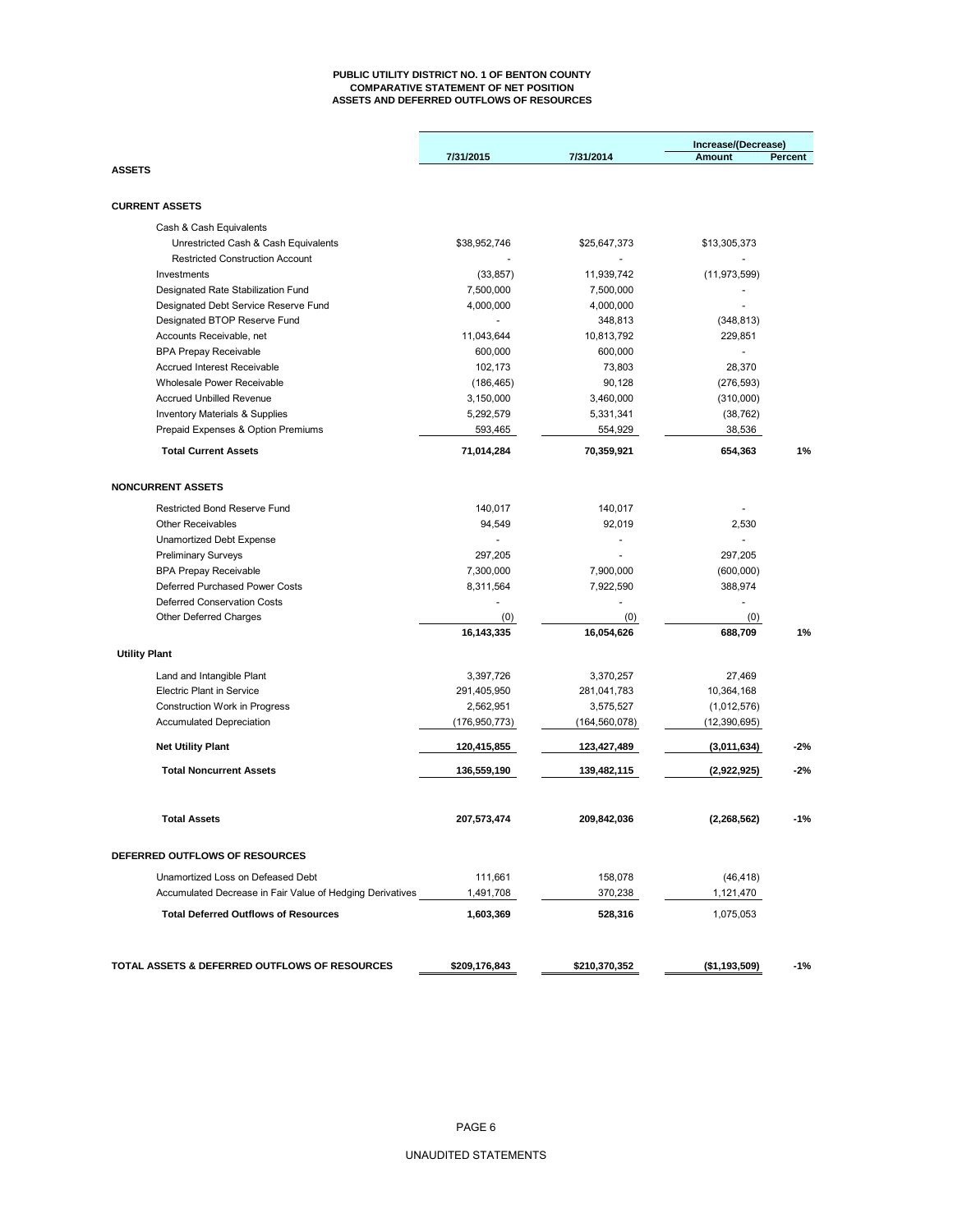# PUBLIC UTILITY DISTRICT NO. 1 OF BENTON COUNTY
## COMPARATIVE STATEMENT OF NET POSITION
## ASSETS AND DEFERRED OUTFLOWS OF RESOURCES

| | 7/31/2015 | 7/31/2014 | Increase/(Decrease) Amount | Percent |
|---|---|---|---|---|
| **ASSETS** | | | | |
| **CURRENT ASSETS** | | | | |
| Cash & Cash Equivalents | | | | |
| Unrestricted Cash & Cash Equivalents | $38,952,746 | $25,647,373 | $13,305,373 | |
| Restricted Construction Account | - | - | - | |
| Investments | (33,857) | 11,939,742 | (11,973,599) | |
| Designated Rate Stabilization Fund | 7,500,000 | 7,500,000 | - | |
| Designated Debt Service Reserve Fund | 4,000,000 | 4,000,000 | - | |
| Designated BTOP Reserve Fund | - | 348,813 | (348,813) | |
| Accounts Receivable, net | 11,043,644 | 10,813,792 | 229,851 | |
| BPA Prepay Receivable | 600,000 | 600,000 | - | |
| Accrued Interest Receivable | 102,173 | 73,803 | 28,370 | |
| Wholesale Power Receivable | (186,465) | 90,128 | (276,593) | |
| Accrued Unbilled Revenue | 3,150,000 | 3,460,000 | (310,000) | |
| Inventory Materials & Supplies | 5,292,579 | 5,331,341 | (38,762) | |
| Prepaid Expenses & Option Premiums | 593,465 | 554,929 | 38,536 | |
| **Total Current Assets** | **71,014,284** | **70,359,921** | **654,363** | **1%** |
| **NONCURRENT ASSETS** | | | | |
| Restricted Bond Reserve Fund | 140,017 | 140,017 | - | |
| Other Receivables | 94,549 | 92,019 | 2,530 | |
| Unamortized Debt Expense | - | - | - | |
| Preliminary Surveys | 297,205 | - | 297,205 | |
| BPA Prepay Receivable | 7,300,000 | 7,900,000 | (600,000) | |
| Deferred Purchased Power Costs | 8,311,564 | 7,922,590 | 388,974 | |
| Deferred Conservation Costs | - | - | - | |
| Other Deferred Charges | (0) | (0) | (0) | |
| | **16,143,335** | **16,054,626** | **688,709** | **1%** |
| **Utility Plant** | | | | |
| Land and Intangible Plant | 3,397,726 | 3,370,257 | 27,469 | |
| Electric Plant in Service | 291,405,950 | 281,041,783 | 10,364,168 | |
| Construction Work in Progress | 2,562,951 | 3,575,527 | (1,012,576) | |
| Accumulated Depreciation | (176,950,773) | (164,560,078) | (12,390,695) | |
| **Net Utility Plant** | **120,415,855** | **123,427,489** | **(3,011,634)** | **-2%** |
| **Total Noncurrent Assets** | **136,559,190** | **139,482,115** | **(2,922,925)** | **-2%** |
| **Total Assets** | **207,573,474** | **209,842,036** | **(2,268,562)** | **-1%** |
| **DEFERRED OUTFLOWS OF RESOURCES** | | | | |
| Unamortized Loss on Defeased Debt | 111,661 | 158,078 | (46,418) | |
| Accumulated Decrease in Fair Value of Hedging Derivatives | 1,491,708 | 370,238 | 1,121,470 | |
| **Total Deferred Outflows of Resources** | **1,603,369** | **528,316** | 1,075,053 | |
| **TOTAL ASSETS & DEFERRED OUTFLOWS OF RESOURCES** | **$209,176,843** | **$210,370,352** | **($1,193,509)** | **-1%** |

UNAUDITED STATEMENTS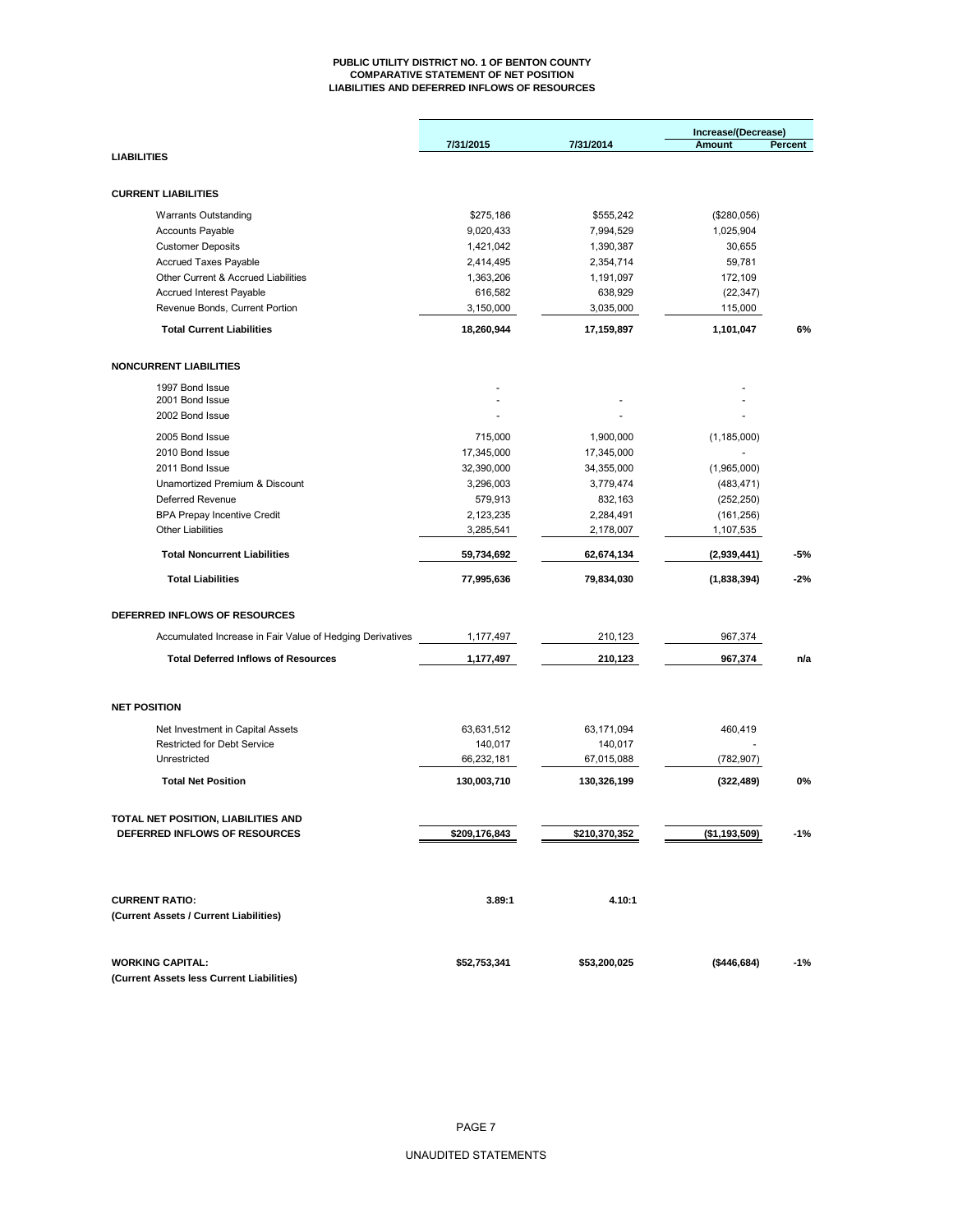# PUBLIC UTILITY DISTRICT NO. 1 OF BENTON COUNTY
## COMPARATIVE STATEMENT OF NET POSITION
## LIABILITIES AND DEFERRED INFLOWS OF RESOURCES

| | 7/31/2015 | 7/31/2014 | Increase/(Decrease) Amount | Percent |
|---|---|---|---|---|
| **LIABILITIES** | | | | |
| **CURRENT LIABILITIES** | | | | |
| Warrants Outstanding | $275,186 | $555,242 | ($280,056) | |
| Accounts Payable | 9,020,433 | 7,994,529 | 1,025,904 | |
| Customer Deposits | 1,421,042 | 1,390,387 | 30,655 | |
| Accrued Taxes Payable | 2,414,495 | 2,354,714 | 59,781 | |
| Other Current & Accrued Liabilities | 1,363,206 | 1,191,097 | 172,109 | |
| Accrued Interest Payable | 616,582 | 638,929 | (22,347) | |
| Revenue Bonds, Current Portion | 3,150,000 | 3,035,000 | 115,000 | |
| **Total Current Liabilities** | **18,260,944** | **17,159,897** | **1,101,047** | **6%** |
| **NONCURRENT LIABILITIES** | | | | |
| 1997 Bond Issue | - | | - | |
| 2001 Bond Issue | - | - | - | |
| 2002 Bond Issue | - | - | - | |
| 2005 Bond Issue | 715,000 | 1,900,000 | (1,185,000) | |
| 2010 Bond Issue | 17,345,000 | 17,345,000 | - | |
| 2011 Bond Issue | 32,390,000 | 34,355,000 | (1,965,000) | |
| Unamortized Premium & Discount | 3,296,003 | 3,779,474 | (483,471) | |
| Deferred Revenue | 579,913 | 832,163 | (252,250) | |
| BPA Prepay Incentive Credit | 2,123,235 | 2,284,491 | (161,256) | |
| Other Liabilities | 3,285,541 | 2,178,007 | 1,107,535 | |
| **Total Noncurrent Liabilities** | **59,734,692** | **62,674,134** | **(2,939,441)** | **-5%** |
| **Total Liabilities** | **77,995,636** | **79,834,030** | **(1,838,394)** | **-2%** |
| **DEFERRED INFLOWS OF RESOURCES** | | | | |
| Accumulated Increase in Fair Value of Hedging Derivatives | 1,177,497 | 210,123 | 967,374 | |
| **Total Deferred Inflows of Resources** | **1,177,497** | **210,123** | **967,374** | **n/a** |
| **NET POSITION** | | | | |
| Net Investment in Capital Assets | 63,631,512 | 63,171,094 | 460,419 | |
| Restricted for Debt Service | 140,017 | 140,017 | - | |
| Unrestricted | 66,232,181 | 67,015,088 | (782,907) | |
| **Total Net Position** | **130,003,710** | **130,326,199** | **(322,489)** | **0%** |
| **TOTAL NET POSITION, LIABILITIES AND DEFERRED INFLOWS OF RESOURCES** | **$209,176,843** | **$210,370,352** | **($1,193,509)** | **-1%** |
| **CURRENT RATIO:** (Current Assets / Current Liabilities) | **3.89:1** | **4.10:1** | | |
| **WORKING CAPITAL:** (Current Assets less Current Liabilities) | **$52,753,341** | **$53,200,025** | **($446,684)** | **-1%** |

UNAUDITED STATEMENTS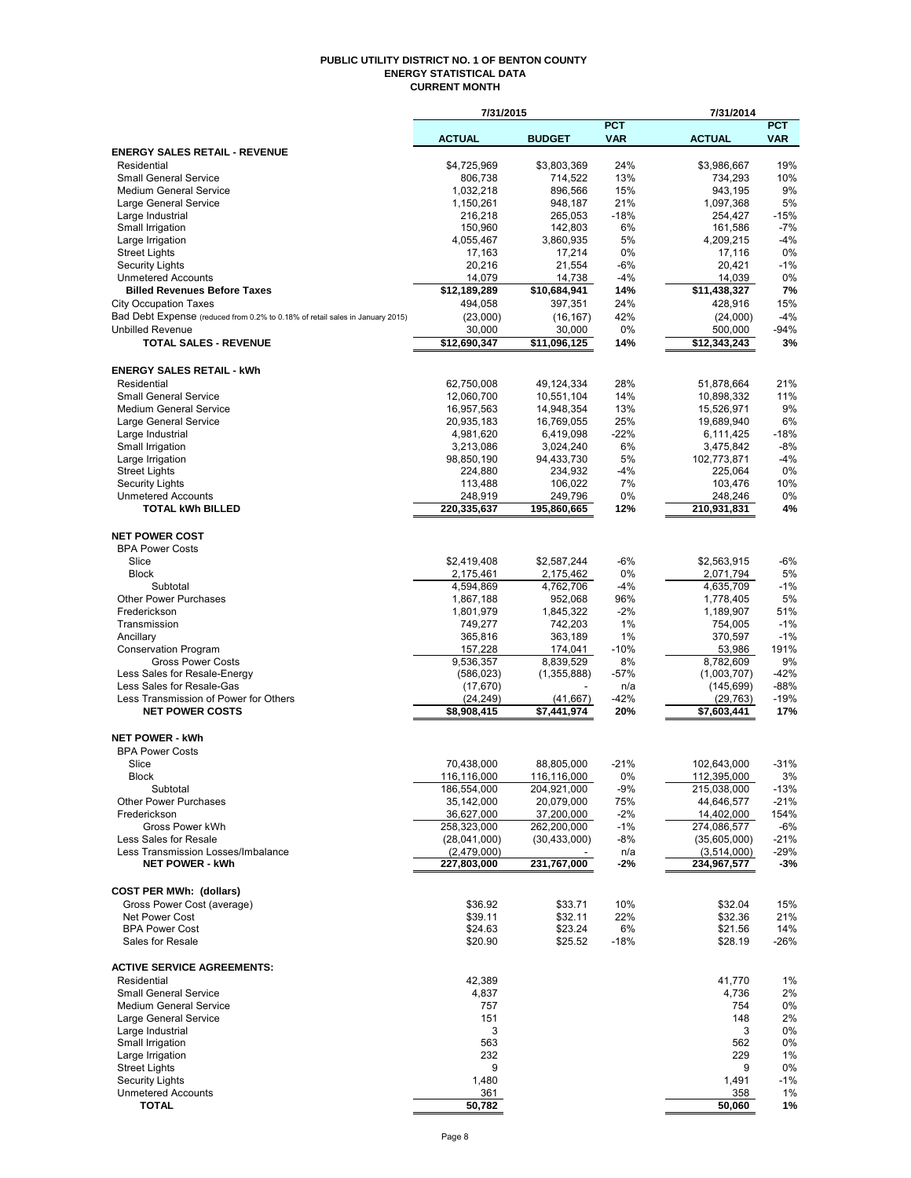# PUBLIC UTILITY DISTRICT NO. 1 OF BENTON COUNTY
## ENERGY STATISTICAL DATA
### CURRENT MONTH

| | 7/31/2015 | | | 7/31/2014 | |
|---|---|---|---|---|---|
| | ACTUAL | BUDGET | PCT VAR | ACTUAL | PCT VAR |
| **ENERGY SALES RETAIL - REVENUE** | | | | | |
| Residential | $4,725,969 | $3,803,369 | 24% | $3,986,667 | 19% |
| Small General Service | 806,738 | 714,522 | 13% | 734,293 | 10% |
| Medium General Service | 1,032,218 | 896,566 | 15% | 943,195 | 9% |
| Large General Service | 1,150,261 | 948,187 | 21% | 1,097,368 | 5% |
| Large Industrial | 216,218 | 265,053 | -18% | 254,427 | -15% |
| Small Irrigation | 150,960 | 142,803 | 6% | 161,586 | -7% |
| Large Irrigation | 4,055,467 | 3,860,935 | 5% | 4,209,215 | -4% |
| Street Lights | 17,163 | 17,214 | 0% | 17,116 | 0% |
| Security Lights | 20,216 | 21,554 | -6% | 20,421 | -1% |
| Unmetered Accounts | 14,079 | 14,738 | -4% | 14,039 | 0% |
| **Billed Revenues Before Taxes** | **$12,189,289** | **$10,684,941** | **14%** | **$11,438,327** | **7%** |
| City Occupation Taxes | 494,058 | 397,351 | 24% | 428,916 | 15% |
| Bad Debt Expense (reduced from 0.2% to 0.18% of retail sales in January 2015) | (23,000) | (16,167) | 42% | (24,000) | -4% |
| Unbilled Revenue | 30,000 | 30,000 | 0% | 500,000 | -94% |
| **TOTAL SALES - REVENUE** | **$12,690,347** | **$11,096,125** | **14%** | **$12,343,243** | **3%** |
| **ENERGY SALES RETAIL - kWh** | | | | | |
| Residential | 62,750,008 | 49,124,334 | 28% | 51,878,664 | 21% |
| Small General Service | 12,060,700 | 10,551,104 | 14% | 10,898,332 | 11% |
| Medium General Service | 16,957,563 | 14,948,354 | 13% | 15,526,971 | 9% |
| Large General Service | 20,935,183 | 16,769,055 | 25% | 19,689,940 | 6% |
| Large Industrial | 4,981,620 | 6,419,098 | -22% | 6,111,425 | -18% |
| Small Irrigation | 3,213,086 | 3,024,240 | 6% | 3,475,842 | -8% |
| Large Irrigation | 98,850,190 | 94,433,730 | 5% | 102,773,871 | -4% |
| Street Lights | 224,880 | 234,932 | -4% | 225,064 | 0% |
| Security Lights | 113,488 | 106,022 | 7% | 103,476 | 10% |
| Unmetered Accounts | 248,919 | 249,796 | 0% | 248,246 | 0% |
| **TOTAL kWh BILLED** | **220,335,637** | **195,860,665** | **12%** | **210,931,831** | **4%** |
| **NET POWER COST** | | | | | |
| BPA Power Costs | | | | | |
| Slice | $2,419,408 | $2,587,244 | -6% | $2,563,915 | -6% |
| Block | 2,175,461 | 2,175,462 | 0% | 2,071,794 | 5% |
| Subtotal | 4,594,869 | 4,762,706 | -4% | 4,635,709 | -1% |
| Other Power Purchases | 1,867,188 | 952,068 | 96% | 1,778,405 | 5% |
| Frederickson | 1,801,979 | 1,845,322 | -2% | 1,189,907 | 51% |
| Transmission | 749,277 | 742,203 | 1% | 754,005 | -1% |
| Ancillary | 365,816 | 363,189 | 1% | 370,597 | -1% |
| Conservation Program | 157,228 | 174,041 | -10% | 53,986 | 191% |
| Gross Power Costs | 9,536,357 | 8,839,529 | 8% | 8,782,609 | 9% |
| Less Sales for Resale-Energy | (586,023) | (1,355,888) | -57% | (1,003,707) | -42% |
| Less Sales for Resale-Gas | (17,670) | - | n/a | (145,699) | -88% |
| Less Transmission of Power for Others | (24,249) | (41,667) | -42% | (29,763) | -19% |
| **NET POWER COSTS** | **$8,908,415** | **$7,441,974** | **20%** | **$7,603,441** | **17%** |
| **NET POWER - kWh** | | | | | |
| BPA Power Costs | | | | | |
| Slice | 70,438,000 | 88,805,000 | -21% | 102,643,000 | -31% |
| Block | 116,116,000 | 116,116,000 | 0% | 112,395,000 | 3% |
| Subtotal | 186,554,000 | 204,921,000 | -9% | 215,038,000 | -13% |
| Other Power Purchases | 35,142,000 | 20,079,000 | 75% | 44,646,577 | -21% |
| Frederickson | 36,627,000 | 37,200,000 | -2% | 14,402,000 | 154% |
| Gross Power kWh | 258,323,000 | 262,200,000 | -1% | 274,086,577 | -6% |
| Less Sales for Resale | (28,041,000) | (30,433,000) | -8% | (35,605,000) | -21% |
| Less Transmission Losses/Imbalance | (2,479,000) | - | n/a | (3,514,000) | -29% |
| **NET POWER - kWh** | **227,803,000** | **231,767,000** | **-2%** | **234,967,577** | **-3%** |
| **COST PER MWh: (dollars)** | | | | | |
| Gross Power Cost (average) | $36.92 | $33.71 | 10% | $32.04 | 15% |
| Net Power Cost | $39.11 | $32.11 | 22% | $32.36 | 21% |
| BPA Power Cost | $24.63 | $23.24 | 6% | $21.56 | 14% |
| Sales for Resale | $20.90 | $25.52 | -18% | $28.19 | -26% |
| **ACTIVE SERVICE AGREEMENTS:** | | | | | |
| Residential | 42,389 | | | 41,770 | 1% |
| Small General Service | 4,837 | | | 4,736 | 2% |
| Medium General Service | 757 | | | 754 | 0% |
| Large General Service | 151 | | | 148 | 2% |
| Large Industrial | 3 | | | 3 | 0% |
| Small Irrigation | 563 | | | 562 | 0% |
| Large Irrigation | 232 | | | 229 | 1% |
| Street Lights | 9 | | | 9 | 0% |
| Security Lights | 1,480 | | | 1,491 | -1% |
| Unmetered Accounts | 361 | | | 358 | 1% |
| **TOTAL** | **50,782** | | | **50,060** | **1%** |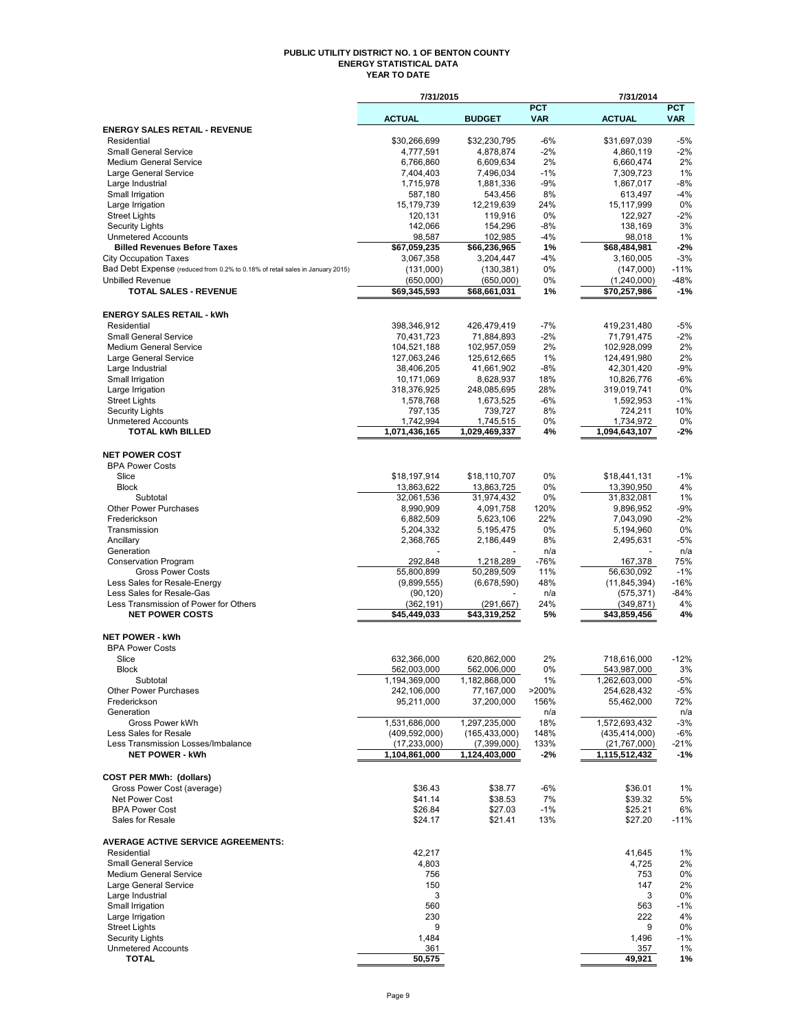# PUBLIC UTILITY DISTRICT NO. 1 OF BENTON COUNTY
## ENERGY STATISTICAL DATA
### YEAR TO DATE

| | 7/31/2015 | | | 7/31/2014 | |
|---|---|---|---|---|---|
| | ACTUAL | BUDGET | PCT VAR | ACTUAL | PCT VAR |
| **ENERGY SALES RETAIL - REVENUE** | | | | | |
| Residential | $30,266,699 | $32,230,795 | -6% | $31,697,039 | -5% |
| Small General Service | 4,777,591 | 4,878,874 | -2% | 4,860,119 | -2% |
| Medium General Service | 6,766,860 | 6,609,634 | 2% | 6,660,474 | 2% |
| Large General Service | 7,404,403 | 7,496,034 | -1% | 7,309,723 | 1% |
| Large Industrial | 1,715,978 | 1,881,336 | -9% | 1,867,017 | -8% |
| Small Irrigation | 587,180 | 543,456 | 8% | 613,497 | -4% |
| Large Irrigation | 15,179,739 | 12,219,639 | 24% | 15,117,999 | 0% |
| Street Lights | 120,131 | 119,916 | 0% | 122,927 | -2% |
| Security Lights | 142,066 | 154,296 | -8% | 138,169 | 3% |
| Unmetered Accounts | 98,587 | 102,985 | -4% | 98,018 | 1% |
| **Billed Revenues Before Taxes** | **$67,059,235** | **$66,236,965** | **1%** | **$68,484,981** | **-2%** |
| City Occupation Taxes | 3,067,358 | 3,204,447 | -4% | 3,160,005 | -3% |
| Bad Debt Expense (reduced from 0.2% to 0.18% of retail sales in January 2015) | (131,000) | (130,381) | 0% | (147,000) | -11% |
| Unbilled Revenue | (650,000) | (650,000) | 0% | (1,240,000) | -48% |
| **TOTAL SALES - REVENUE** | **$69,345,593** | **$68,661,031** | **1%** | **$70,257,986** | **-1%** |
| | | | | | |
| **ENERGY SALES RETAIL - kWh** | | | | | |
| Residential | 398,346,912 | 426,479,419 | -7% | 419,231,480 | -5% |
| Small General Service | 70,431,723 | 71,884,893 | -2% | 71,791,475 | -2% |
| Medium General Service | 104,521,188 | 102,957,059 | 2% | 102,928,099 | 2% |
| Large General Service | 127,063,246 | 125,612,665 | 1% | 124,491,980 | 2% |
| Large Industrial | 38,406,205 | 41,661,902 | -8% | 42,301,420 | -9% |
| Small Irrigation | 10,171,069 | 8,628,937 | 18% | 10,826,776 | -6% |
| Large Irrigation | 318,376,925 | 248,085,695 | 28% | 319,019,741 | 0% |
| Street Lights | 1,578,768 | 1,673,525 | -6% | 1,592,953 | -1% |
| Security Lights | 797,135 | 739,727 | 8% | 724,211 | 10% |
| Unmetered Accounts | 1,742,994 | 1,745,515 | 0% | 1,734,972 | 0% |
| **TOTAL kWh BILLED** | **1,071,436,165** | **1,029,469,337** | **4%** | **1,094,643,107** | **-2%** |
| | | | | | |
| **NET POWER COST** | | | | | |
| BPA Power Costs | | | | | |
| Slice | $18,197,914 | $18,110,707 | 0% | $18,441,131 | -1% |
| Block | 13,863,622 | 13,863,725 | 0% | 13,390,950 | 4% |
| Subtotal | 32,061,536 | 31,974,432 | 0% | 31,832,081 | 1% |
| Other Power Purchases | 8,990,909 | 4,091,758 | 120% | 9,896,952 | -9% |
| Frederickson | 6,882,509 | 5,623,106 | 22% | 7,043,090 | -2% |
| Transmission | 5,204,332 | 5,195,475 | 0% | 5,194,960 | 0% |
| Ancillary | 2,368,765 | 2,186,449 | 8% | 2,495,631 | -5% |
| Generation | - | - | n/a | - | n/a |
| Conservation Program | 292,848 | 1,218,289 | -76% | 167,378 | 75% |
| Gross Power Costs | 55,800,899 | 50,289,509 | 11% | 56,630,092 | -1% |
| Less Sales for Resale-Energy | (9,899,555) | (6,678,590) | 48% | (11,845,394) | -16% |
| Less Sales for Resale-Gas | (90,120) | - | n/a | (575,371) | -84% |
| Less Transmission of Power for Others | (362,191) | (291,667) | 24% | (349,871) | 4% |
| **NET POWER COSTS** | **$45,449,033** | **$43,319,252** | **5%** | **$43,859,456** | **4%** |
| | | | | | |
| **NET POWER - kWh** | | | | | |
| BPA Power Costs | | | | | |
| Slice | 632,366,000 | 620,862,000 | 2% | 718,616,000 | -12% |
| Block | 562,003,000 | 562,006,000 | 0% | 543,987,000 | 3% |
| Subtotal | 1,194,369,000 | 1,182,868,000 | 1% | 1,262,603,000 | -5% |
| Other Power Purchases | 242,106,000 | 77,167,000 | >200% | 254,628,432 | -5% |
| Frederickson | 95,211,000 | 37,200,000 | 156% | 55,462,000 | 72% |
| Generation | | | n/a | | n/a |
| Gross Power kWh | 1,531,686,000 | 1,297,235,000 | 18% | 1,572,693,432 | -3% |
| Less Sales for Resale | (409,592,000) | (165,433,000) | 148% | (435,414,000) | -6% |
| Less Transmission Losses/Imbalance | (17,233,000) | (7,399,000) | 133% | (21,767,000) | -21% |
| **NET POWER - kWh** | **1,104,861,000** | **1,124,403,000** | **-2%** | **1,115,512,432** | **-1%** |
| | | | | | |
| **COST PER MWh: (dollars)** | | | | | |
| Gross Power Cost (average) | $36.43 | $38.77 | -6% | $36.01 | 1% |
| Net Power Cost | $41.14 | $38.53 | 7% | $39.32 | 5% |
| BPA Power Cost | $26.84 | $27.03 | -1% | $25.21 | 6% |
| Sales for Resale | $24.17 | $21.41 | 13% | $27.20 | -11% |
| | | | | | |
| **AVERAGE ACTIVE SERVICE AGREEMENTS:** | | | | | |
| Residential | 42,217 | | | 41,645 | 1% |
| Small General Service | 4,803 | | | 4,725 | 2% |
| Medium General Service | 756 | | | 753 | 0% |
| Large General Service | 150 | | | 147 | 2% |
| Large Industrial | 3 | | | 3 | 0% |
| Small Irrigation | 560 | | | 563 | -1% |
| Large Irrigation | 230 | | | 222 | 4% |
| Street Lights | 9 | | | 9 | 0% |
| Security Lights | 1,484 | | | 1,496 | -1% |
| Unmetered Accounts | 361 | | | 357 | 1% |
| **TOTAL** | **50,575** | | | **49,921** | **1%** |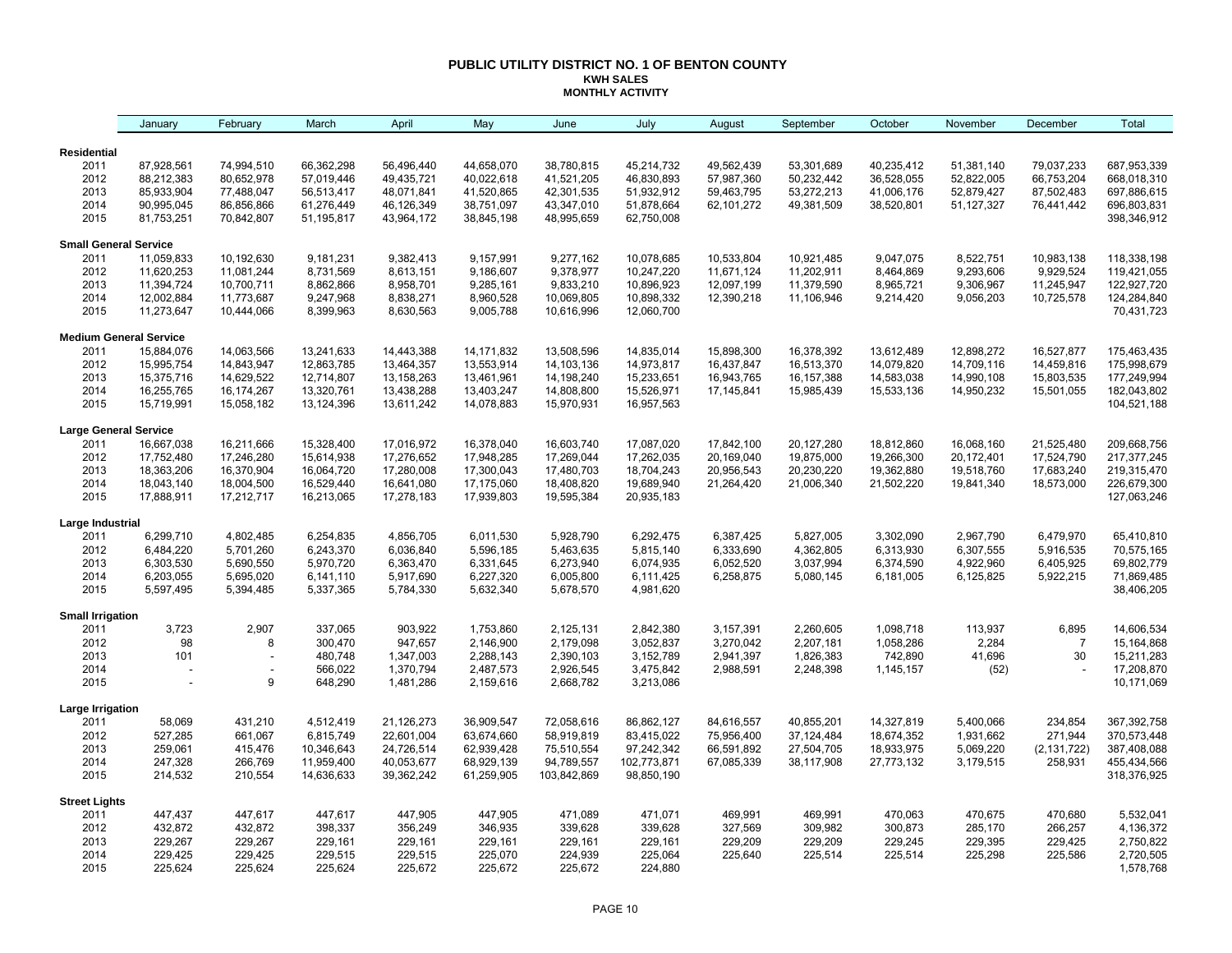# PUBLIC UTILITY DISTRICT NO. 1 OF BENTON COUNTY

## KWH SALES

## MONTHLY ACTIVITY

| | January | February | March | April | May | June | July | August | September | October | November | December | Total |
|---|---|---|---|---|---|---|---|---|---|---|---|---|---|
| **Residential** | | | | | | | | | | | | | |
| 2011 | 87,928,561 | 74,994,510 | 66,362,298 | 56,496,440 | 44,658,070 | 38,780,815 | 45,214,732 | 49,562,439 | 53,301,689 | 40,235,412 | 51,381,140 | 79,037,233 | 687,953,339 |
| 2012 | 88,212,383 | 80,652,978 | 57,019,446 | 49,435,721 | 40,022,618 | 41,521,205 | 46,830,893 | 57,987,360 | 50,232,442 | 36,528,055 | 52,822,005 | 66,753,204 | 668,018,310 |
| 2013 | 85,933,904 | 77,488,047 | 56,513,417 | 48,071,841 | 41,520,865 | 42,301,535 | 51,932,912 | 59,463,795 | 53,272,213 | 41,006,176 | 52,879,427 | 87,502,483 | 697,886,615 |
| 2014 | 90,995,045 | 86,856,866 | 61,276,449 | 46,126,349 | 38,751,097 | 43,347,010 | 51,878,664 | 62,101,272 | 49,381,509 | 38,520,801 | 51,127,327 | 76,441,442 | 696,803,831 |
| 2015 | 81,753,251 | 70,842,807 | 51,195,817 | 43,964,172 | 38,845,198 | 48,995,659 | 62,750,008 | | | | | | 398,346,912 |
| **Small General Service** | | | | | | | | | | | | | |
| 2011 | 11,059,833 | 10,192,630 | 9,181,231 | 9,382,413 | 9,157,991 | 9,277,162 | 10,078,685 | 10,533,804 | 10,921,485 | 9,047,075 | 8,522,751 | 10,983,138 | 118,338,198 |
| 2012 | 11,620,253 | 11,081,244 | 8,731,569 | 8,613,151 | 9,186,607 | 9,378,977 | 10,247,220 | 11,671,124 | 11,202,911 | 8,464,869 | 9,293,606 | 9,929,524 | 119,421,055 |
| 2013 | 11,394,724 | 10,700,711 | 8,862,866 | 8,958,701 | 9,285,161 | 9,833,210 | 10,896,923 | 12,097,199 | 11,379,590 | 8,965,721 | 9,306,967 | 11,245,947 | 122,927,720 |
| 2014 | 12,002,884 | 11,773,687 | 9,247,968 | 8,838,271 | 8,960,528 | 10,069,805 | 10,898,332 | 12,390,218 | 11,106,946 | 9,214,420 | 9,056,203 | 10,725,578 | 124,284,840 |
| 2015 | 11,273,647 | 10,444,066 | 8,399,963 | 8,630,563 | 9,005,788 | 10,616,996 | 12,060,700 | | | | | | 70,431,723 |
| **Medium General Service** | | | | | | | | | | | | | |
| 2011 | 15,884,076 | 14,063,566 | 13,241,633 | 14,443,388 | 14,171,832 | 13,508,596 | 14,835,014 | 15,898,300 | 16,378,392 | 13,612,489 | 12,898,272 | 16,527,877 | 175,463,435 |
| 2012 | 15,995,754 | 14,843,947 | 12,863,785 | 13,464,357 | 13,553,914 | 14,103,136 | 14,973,817 | 16,437,847 | 16,513,370 | 14,079,820 | 14,709,116 | 14,459,816 | 175,998,679 |
| 2013 | 15,375,716 | 14,629,522 | 12,714,807 | 13,158,263 | 13,461,961 | 14,198,240 | 15,233,651 | 16,943,765 | 16,157,388 | 14,583,038 | 14,990,108 | 15,803,535 | 177,249,994 |
| 2014 | 16,255,765 | 16,174,267 | 13,320,761 | 13,438,288 | 13,403,247 | 14,808,800 | 15,526,971 | 17,145,841 | 15,985,439 | 15,533,136 | 14,950,232 | 15,501,055 | 182,043,802 |
| 2015 | 15,719,991 | 15,058,182 | 13,124,396 | 13,611,242 | 14,078,883 | 15,970,931 | 16,957,563 | | | | | | 104,521,188 |
| **Large General Service** | | | | | | | | | | | | | |
| 2011 | 16,667,038 | 16,211,666 | 15,328,400 | 17,016,972 | 16,378,040 | 16,603,740 | 17,087,020 | 17,842,100 | 20,127,280 | 18,812,860 | 16,068,160 | 21,525,480 | 209,668,756 |
| 2012 | 17,752,480 | 17,246,280 | 15,614,938 | 17,276,652 | 17,948,285 | 17,269,044 | 17,262,035 | 20,169,040 | 19,875,000 | 19,266,300 | 20,172,401 | 17,524,790 | 217,377,245 |
| 2013 | 18,363,206 | 16,370,904 | 16,064,720 | 17,280,008 | 17,300,043 | 17,480,703 | 18,704,243 | 20,956,543 | 20,230,220 | 19,362,880 | 19,518,760 | 17,683,240 | 219,315,470 |
| 2014 | 18,043,140 | 18,004,500 | 16,529,440 | 16,641,080 | 17,175,060 | 18,408,820 | 19,689,940 | 21,264,420 | 21,006,340 | 21,502,220 | 19,841,340 | 18,573,000 | 226,679,300 |
| 2015 | 17,888,911 | 17,212,717 | 16,213,065 | 17,278,183 | 17,939,803 | 19,595,384 | 20,935,183 | | | | | | 127,063,246 |
| **Large Industrial** | | | | | | | | | | | | | |
| 2011 | 6,299,710 | 4,802,485 | 6,254,835 | 4,856,705 | 6,011,530 | 5,928,790 | 6,292,475 | 6,387,425 | 5,827,005 | 3,302,090 | 2,967,790 | 6,479,970 | 65,410,810 |
| 2012 | 6,484,220 | 5,701,260 | 6,243,370 | 6,036,840 | 5,596,185 | 5,463,635 | 5,815,140 | 6,333,690 | 4,362,805 | 6,313,930 | 6,307,555 | 5,916,535 | 70,575,165 |
| 2013 | 6,303,530 | 5,690,550 | 5,970,720 | 6,363,470 | 6,331,645 | 6,273,940 | 6,074,935 | 6,052,520 | 3,037,994 | 6,374,590 | 4,922,960 | 6,405,925 | 69,802,779 |
| 2014 | 6,203,055 | 5,695,020 | 6,141,110 | 5,917,690 | 6,227,320 | 6,005,800 | 6,111,425 | 6,258,875 | 5,080,145 | 6,181,005 | 6,125,825 | 5,922,215 | 71,869,485 |
| 2015 | 5,597,495 | 5,394,485 | 5,337,365 | 5,784,330 | 5,632,340 | 5,678,570 | 4,981,620 | | | | | | 38,406,205 |
| **Small Irrigation** | | | | | | | | | | | | | |
| 2011 | 3,723 | 2,907 | 337,065 | 903,922 | 1,753,860 | 2,125,131 | 2,842,380 | 3,157,391 | 2,260,605 | 1,098,718 | 113,937 | 6,895 | 14,606,534 |
| 2012 | 98 | 8 | 300,470 | 947,657 | 2,146,900 | 2,179,098 | 3,052,837 | 3,270,042 | 2,207,181 | 1,058,286 | 2,284 | 7 | 15,164,868 |
| 2013 | 101 | - | 480,748 | 1,347,003 | 2,288,143 | 2,390,103 | 3,152,789 | 2,941,397 | 1,826,383 | 742,890 | 41,696 | 30 | 15,211,283 |
| 2014 | - | - | 566,022 | 1,370,794 | 2,487,573 | 2,926,545 | 3,475,842 | 2,988,591 | 2,248,398 | 1,145,157 | (52) | - | 17,208,870 |
| 2015 | - | 9 | 648,290 | 1,481,286 | 2,159,616 | 2,668,782 | 3,213,086 | | | | | | 10,171,069 |
| **Large Irrigation** | | | | | | | | | | | | | |
| 2011 | 58,069 | 431,210 | 4,512,419 | 21,126,273 | 36,909,547 | 72,058,616 | 86,862,127 | 84,616,557 | 40,855,201 | 14,327,819 | 5,400,066 | 234,854 | 367,392,758 |
| 2012 | 527,285 | 661,067 | 6,815,749 | 22,601,004 | 63,674,660 | 58,919,819 | 83,415,022 | 75,956,400 | 37,124,484 | 18,674,352 | 1,931,662 | 271,944 | 370,573,448 |
| 2013 | 259,061 | 415,476 | 10,346,643 | 24,726,514 | 62,939,428 | 75,510,554 | 97,242,342 | 66,591,892 | 27,504,705 | 18,933,975 | 5,069,220 | (2,131,722) | 387,408,088 |
| 2014 | 247,328 | 266,769 | 11,959,400 | 40,053,677 | 68,929,139 | 94,789,557 | 102,773,871 | 67,085,339 | 38,117,908 | 27,773,132 | 3,179,515 | 258,931 | 455,434,566 |
| 2015 | 214,532 | 210,554 | 14,636,633 | 39,362,242 | 61,259,905 | 103,842,869 | 98,850,190 | | | | | | 318,376,925 |
| **Street Lights** | | | | | | | | | | | | | |
| 2011 | 447,437 | 447,617 | 447,617 | 447,905 | 447,905 | 471,089 | 471,071 | 469,991 | 469,991 | 470,063 | 470,675 | 470,680 | 5,532,041 |
| 2012 | 432,872 | 432,872 | 398,337 | 356,249 | 346,935 | 339,628 | 339,628 | 327,569 | 309,982 | 300,873 | 285,170 | 266,257 | 4,136,372 |
| 2013 | 229,267 | 229,267 | 229,161 | 229,161 | 229,161 | 229,161 | 229,161 | 229,209 | 229,209 | 229,245 | 229,395 | 229,425 | 2,750,822 |
| 2014 | 229,425 | 229,425 | 229,515 | 229,515 | 225,070 | 224,939 | 225,064 | 225,640 | 225,514 | 225,514 | 225,298 | 225,586 | 2,720,505 |
| 2015 | 225,624 | 225,624 | 225,624 | 225,672 | 225,672 | 225,672 | 224,880 | | | | | | 1,578,768 |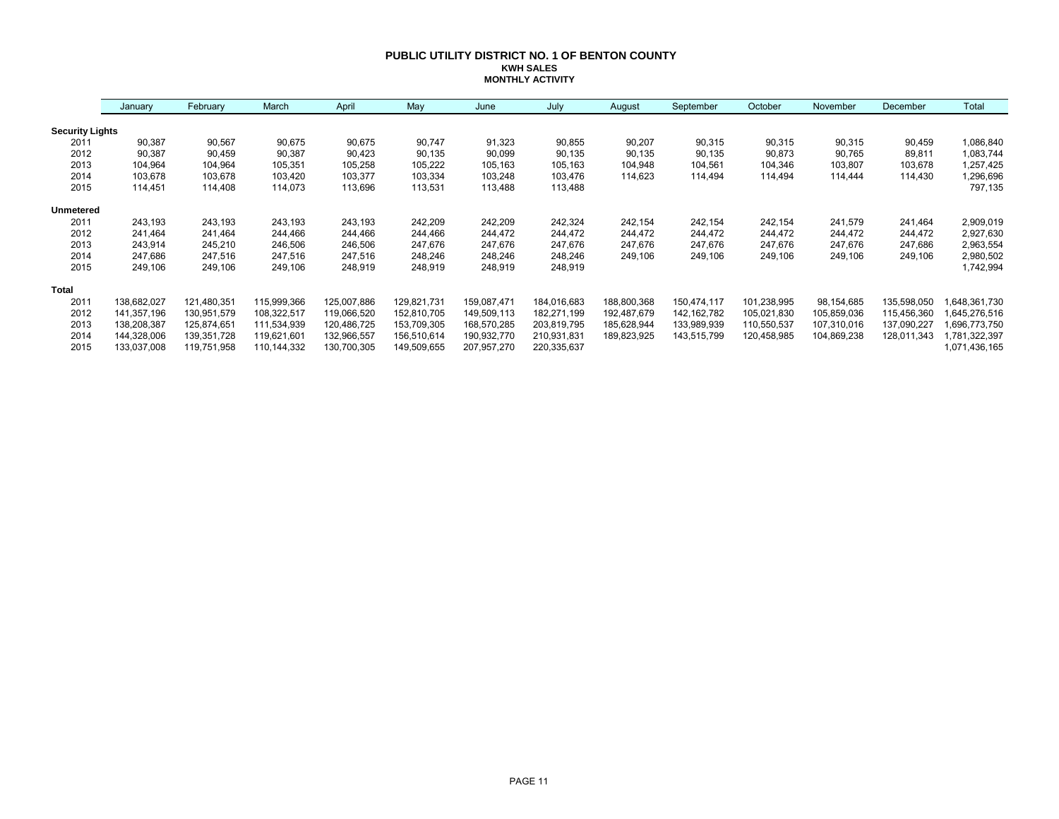# PUBLIC UTILITY DISTRICT NO. 1 OF BENTON COUNTY

## KWH SALES

## MONTHLY ACTIVITY

| | January | February | March | April | May | June | July | August | September | October | November | December | Total |
|---|---|---|---|---|---|---|---|---|---|---|---|---|---|
| **Security Lights** | | | | | | | | | | | | | |
| 2011 | 90,387 | 90,567 | 90,675 | 90,675 | 90,747 | 91,323 | 90,855 | 90,207 | 90,315 | 90,315 | 90,315 | 90,459 | 1,086,840 |
| 2012 | 90,387 | 90,459 | 90,387 | 90,423 | 90,135 | 90,099 | 90,135 | 90,135 | 90,135 | 90,873 | 90,765 | 89,811 | 1,083,744 |
| 2013 | 104,964 | 104,964 | 105,351 | 105,258 | 105,222 | 105,163 | 105,163 | 104,948 | 104,561 | 104,346 | 103,807 | 103,678 | 1,257,425 |
| 2014 | 103,678 | 103,678 | 103,420 | 103,377 | 103,334 | 103,248 | 103,476 | 114,623 | 114,494 | 114,494 | 114,444 | 114,430 | 1,296,696 |
| 2015 | 114,451 | 114,408 | 114,073 | 113,696 | 113,531 | 113,488 | 113,488 | | | | | | 797,135 |
| **Unmetered** | | | | | | | | | | | | | |
| 2011 | 243,193 | 243,193 | 243,193 | 243,193 | 242,209 | 242,209 | 242,324 | 242,154 | 242,154 | 242,154 | 241,579 | 241,464 | 2,909,019 |
| 2012 | 241,464 | 241,464 | 244,466 | 244,466 | 244,466 | 244,472 | 244,472 | 244,472 | 244,472 | 244,472 | 244,472 | 244,472 | 2,927,630 |
| 2013 | 243,914 | 245,210 | 246,506 | 246,506 | 247,676 | 247,676 | 247,676 | 247,676 | 247,676 | 247,676 | 247,676 | 247,686 | 2,963,554 |
| 2014 | 247,686 | 247,516 | 247,516 | 247,516 | 248,246 | 248,246 | 248,246 | 249,106 | 249,106 | 249,106 | 249,106 | 249,106 | 2,980,502 |
| 2015 | 249,106 | 249,106 | 249,106 | 248,919 | 248,919 | 248,919 | 248,919 | | | | | | 1,742,994 |
| **Total** | | | | | | | | | | | | | |
| 2011 | 138,682,027 | 121,480,351 | 115,999,366 | 125,007,886 | 129,821,731 | 159,087,471 | 184,016,683 | 188,800,368 | 150,474,117 | 101,238,995 | 98,154,685 | 135,598,050 | 1,648,361,730 |
| 2012 | 141,357,196 | 130,951,579 | 108,322,517 | 119,066,520 | 152,810,705 | 149,509,113 | 182,271,199 | 192,487,679 | 142,162,782 | 105,021,830 | 105,859,036 | 115,456,360 | 1,645,276,516 |
| 2013 | 138,208,387 | 125,874,651 | 111,534,939 | 120,486,725 | 153,709,305 | 168,570,285 | 203,819,795 | 185,628,944 | 133,989,939 | 110,550,537 | 107,310,016 | 137,090,227 | 1,696,773,750 |
| 2014 | 144,328,006 | 139,351,728 | 119,621,601 | 132,966,557 | 156,510,614 | 190,932,770 | 210,931,831 | 189,823,925 | 143,515,799 | 120,458,985 | 104,869,238 | 128,011,343 | 1,781,322,397 |
| 2015 | 133,037,008 | 119,751,958 | 110,144,332 | 130,700,305 | 149,509,655 | 207,957,270 | 220,335,637 | | | | | | 1,071,436,165 |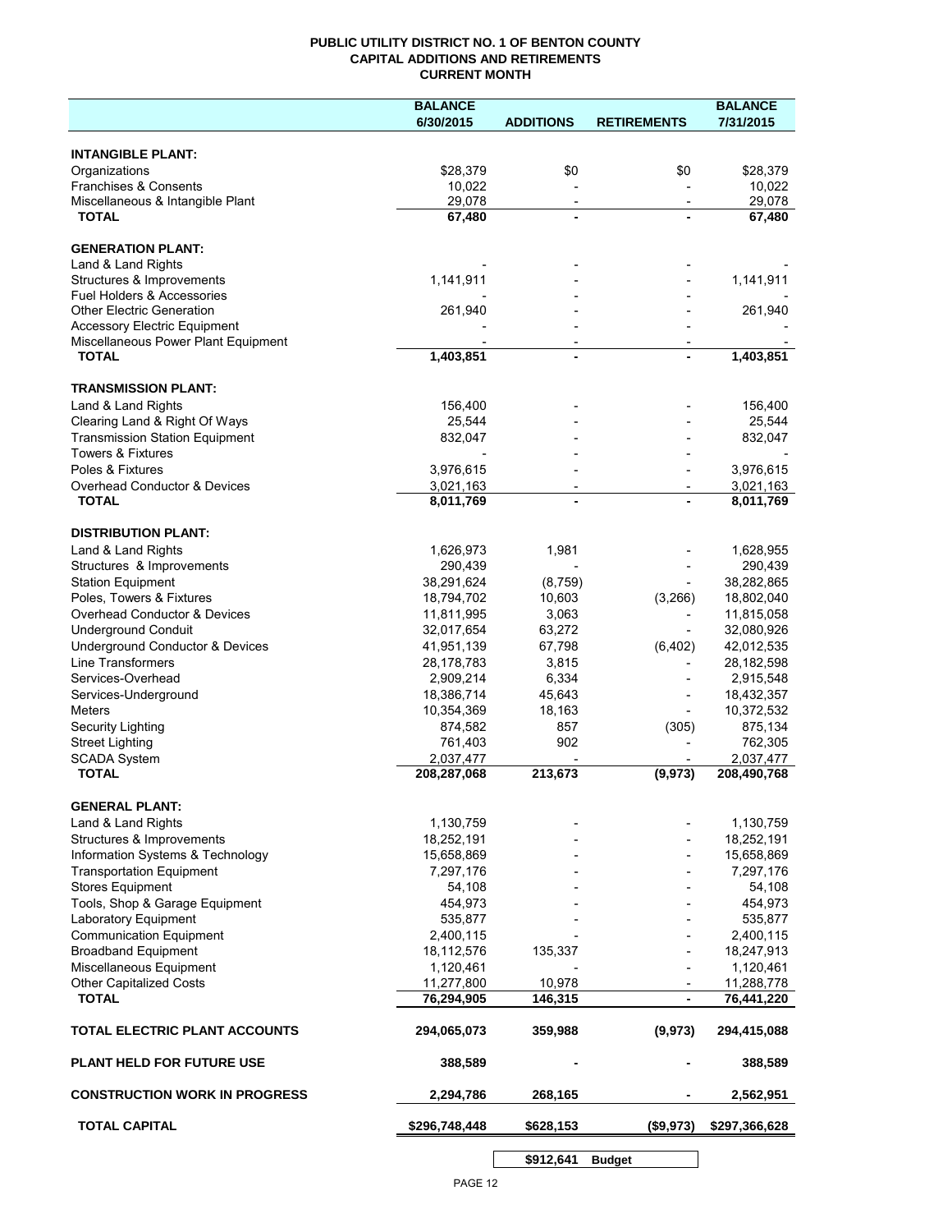**PUBLIC UTILITY DISTRICT NO. 1 OF BENTON COUNTY**
**CAPITAL ADDITIONS AND RETIREMENTS**
**CURRENT MONTH**

| | BALANCE 6/30/2015 | ADDITIONS | RETIREMENTS | BALANCE 7/31/2015 |
|---|---|---|---|---|
| **INTANGIBLE PLANT:** | | | | |
| Organizations | $28,379 | $0 | $0 | $28,379 |
| Franchises & Consents | 10,022 | - | - | 10,022 |
| Miscellaneous & Intangible Plant | 29,078 | - | - | 29,078 |
| **TOTAL** | **67,480** | **-** | **-** | **67,480** |
| **GENERATION PLANT:** | | | | |
| Land & Land Rights | - | - | - | - |
| Structures & Improvements | 1,141,911 | - | - | 1,141,911 |
| Fuel Holders & Accessories | - | - | - | - |
| Other Electric Generation | 261,940 | - | - | 261,940 |
| Accessory Electric Equipment | - | - | - | - |
| Miscellaneous Power Plant Equipment | - | - | - | - |
| **TOTAL** | **1,403,851** | **-** | **-** | **1,403,851** |
| **TRANSMISSION PLANT:** | | | | |
| Land & Land Rights | 156,400 | - | - | 156,400 |
| Clearing Land & Right Of Ways | 25,544 | - | - | 25,544 |
| Transmission Station Equipment | 832,047 | - | - | 832,047 |
| Towers & Fixtures | - | - | - | - |
| Poles & Fixtures | 3,976,615 | - | - | 3,976,615 |
| Overhead Conductor & Devices | 3,021,163 | - | - | 3,021,163 |
| **TOTAL** | **8,011,769** | **-** | **-** | **8,011,769** |
| **DISTRIBUTION PLANT:** | | | | |
| Land & Land Rights | 1,626,973 | 1,981 | - | 1,628,955 |
| Structures & Improvements | 290,439 | - | - | 290,439 |
| Station Equipment | 38,291,624 | (8,759) | - | 38,282,865 |
| Poles, Towers & Fixtures | 18,794,702 | 10,603 | (3,266) | 18,802,040 |
| Overhead Conductor & Devices | 11,811,995 | 3,063 | - | 11,815,058 |
| Underground Conduit | 32,017,654 | 63,272 | - | 32,080,926 |
| Underground Conductor & Devices | 41,951,139 | 67,798 | (6,402) | 42,012,535 |
| Line Transformers | 28,178,783 | 3,815 | - | 28,182,598 |
| Services-Overhead | 2,909,214 | 6,334 | - | 2,915,548 |
| Services-Underground | 18,386,714 | 45,643 | - | 18,432,357 |
| Meters | 10,354,369 | 18,163 | - | 10,372,532 |
| Security Lighting | 874,582 | 857 | (305) | 875,134 |
| Street Lighting | 761,403 | 902 | - | 762,305 |
| SCADA System | 2,037,477 | - | - | 2,037,477 |
| **TOTAL** | **208,287,068** | **213,673** | **(9,973)** | **208,490,768** |
| **GENERAL PLANT:** | | | | |
| Land & Land Rights | 1,130,759 | - | - | 1,130,759 |
| Structures & Improvements | 18,252,191 | - | - | 18,252,191 |
| Information Systems & Technology | 15,658,869 | - | - | 15,658,869 |
| Transportation Equipment | 7,297,176 | - | - | 7,297,176 |
| Stores Equipment | 54,108 | - | - | 54,108 |
| Tools, Shop & Garage Equipment | 454,973 | - | - | 454,973 |
| Laboratory Equipment | 535,877 | - | - | 535,877 |
| Communication Equipment | 2,400,115 | - | - | 2,400,115 |
| Broadband Equipment | 18,112,576 | 135,337 | - | 18,247,913 |
| Miscellaneous Equipment | 1,120,461 | - | - | 1,120,461 |
| Other Capitalized Costs | 11,277,800 | 10,978 | - | 11,288,778 |
| **TOTAL** | **76,294,905** | **146,315** | **-** | **76,441,220** |
| **TOTAL ELECTRIC PLANT ACCOUNTS** | **294,065,073** | **359,988** | **(9,973)** | **294,415,088** |
| **PLANT HELD FOR FUTURE USE** | **388,589** | **-** | **-** | **388,589** |
| **CONSTRUCTION WORK IN PROGRESS** | **2,294,786** | **268,165** | **-** | **2,562,951** |
| **TOTAL CAPITAL** | **$296,748,448** | **$628,153** | **($9,973)** | **$297,366,628** |

| | | | |
|---|---|---|---|
| | **$912,641** | **Budget** | |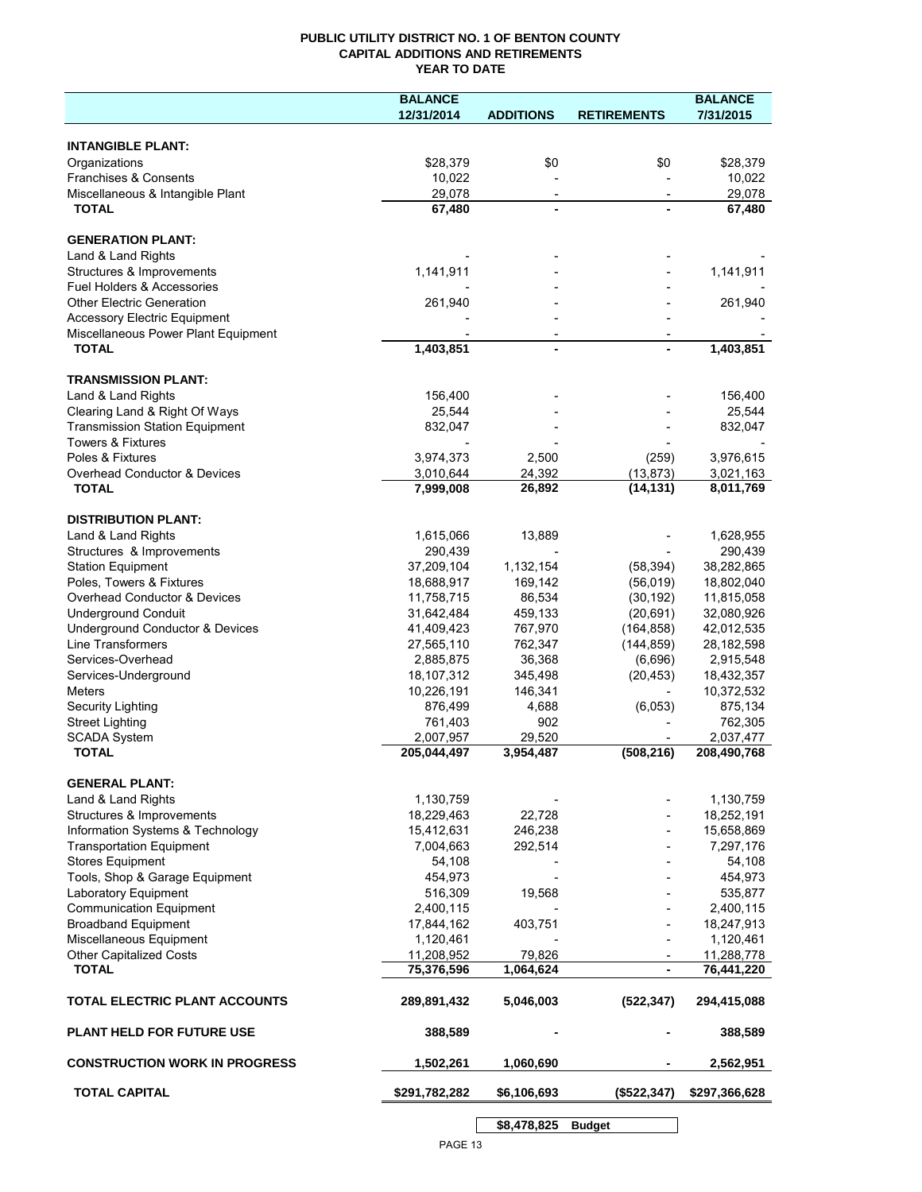**PUBLIC UTILITY DISTRICT NO. 1 OF BENTON COUNTY**
**CAPITAL ADDITIONS AND RETIREMENTS**
**YEAR TO DATE**

| | BALANCE 12/31/2014 | ADDITIONS | RETIREMENTS | BALANCE 7/31/2015 |
|---|---|---|---|---|
| **INTANGIBLE PLANT:** | | | | |
| Organizations | $28,379 | $0 | $0 | $28,379 |
| Franchises & Consents | 10,022 | - | - | 10,022 |
| Miscellaneous & Intangible Plant | 29,078 | - | - | 29,078 |
| **TOTAL** | **67,480** | **-** | **-** | **67,480** |
| **GENERATION PLANT:** | | | | |
| Land & Land Rights | - | - | - | - |
| Structures & Improvements | 1,141,911 | - | - | 1,141,911 |
| Fuel Holders & Accessories | - | - | - | - |
| Other Electric Generation | 261,940 | - | - | 261,940 |
| Accessory Electric Equipment | - | - | - | - |
| Miscellaneous Power Plant Equipment | - | - | - | - |
| **TOTAL** | **1,403,851** | **-** | **-** | **1,403,851** |
| **TRANSMISSION PLANT:** | | | | |
| Land & Land Rights | 156,400 | - | - | 156,400 |
| Clearing Land & Right Of Ways | 25,544 | - | - | 25,544 |
| Transmission Station Equipment | 832,047 | - | - | 832,047 |
| Towers & Fixtures | - | - | - | - |
| Poles & Fixtures | 3,974,373 | 2,500 | (259) | 3,976,615 |
| Overhead Conductor & Devices | 3,010,644 | 24,392 | (13,873) | 3,021,163 |
| **TOTAL** | **7,999,008** | **26,892** | **(14,131)** | **8,011,769** |
| **DISTRIBUTION PLANT:** | | | | |
| Land & Land Rights | 1,615,066 | 13,889 | - | 1,628,955 |
| Structures & Improvements | 290,439 | - | - | 290,439 |
| Station Equipment | 37,209,104 | 1,132,154 | (58,394) | 38,282,865 |
| Poles, Towers & Fixtures | 18,688,917 | 169,142 | (56,019) | 18,802,040 |
| Overhead Conductor & Devices | 11,758,715 | 86,534 | (30,192) | 11,815,058 |
| Underground Conduit | 31,642,484 | 459,133 | (20,691) | 32,080,926 |
| Underground Conductor & Devices | 41,409,423 | 767,970 | (164,858) | 42,012,535 |
| Line Transformers | 27,565,110 | 762,347 | (144,859) | 28,182,598 |
| Services-Overhead | 2,885,875 | 36,368 | (6,696) | 2,915,548 |
| Services-Underground | 18,107,312 | 345,498 | (20,453) | 18,432,357 |
| Meters | 10,226,191 | 146,341 | - | 10,372,532 |
| Security Lighting | 876,499 | 4,688 | (6,053) | 875,134 |
| Street Lighting | 761,403 | 902 | - | 762,305 |
| SCADA System | 2,007,957 | 29,520 | - | 2,037,477 |
| **TOTAL** | **205,044,497** | **3,954,487** | **(508,216)** | **208,490,768** |
| **GENERAL PLANT:** | | | | |
| Land & Land Rights | 1,130,759 | - | - | 1,130,759 |
| Structures & Improvements | 18,229,463 | 22,728 | - | 18,252,191 |
| Information Systems & Technology | 15,412,631 | 246,238 | - | 15,658,869 |
| Transportation Equipment | 7,004,663 | 292,514 | - | 7,297,176 |
| Stores Equipment | 54,108 | - | - | 54,108 |
| Tools, Shop & Garage Equipment | 454,973 | - | - | 454,973 |
| Laboratory Equipment | 516,309 | 19,568 | - | 535,877 |
| Communication Equipment | 2,400,115 | - | - | 2,400,115 |
| Broadband Equipment | 17,844,162 | 403,751 | - | 18,247,913 |
| Miscellaneous Equipment | 1,120,461 | - | - | 1,120,461 |
| Other Capitalized Costs | 11,208,952 | 79,826 | - | 11,288,778 |
| **TOTAL** | **75,376,596** | **1,064,624** | **-** | **76,441,220** |
| **TOTAL ELECTRIC PLANT ACCOUNTS** | **289,891,432** | **5,046,003** | **(522,347)** | **294,415,088** |
| **PLANT HELD FOR FUTURE USE** | **388,589** | **-** | **-** | **388,589** |
| **CONSTRUCTION WORK IN PROGRESS** | **1,502,261** | **1,060,690** | **-** | **2,562,951** |
| **TOTAL CAPITAL** | **$291,782,282** | **$6,106,693** | **($522,347)** | **$297,366,628** |
| | | **$8,478,825** | **Budget** | |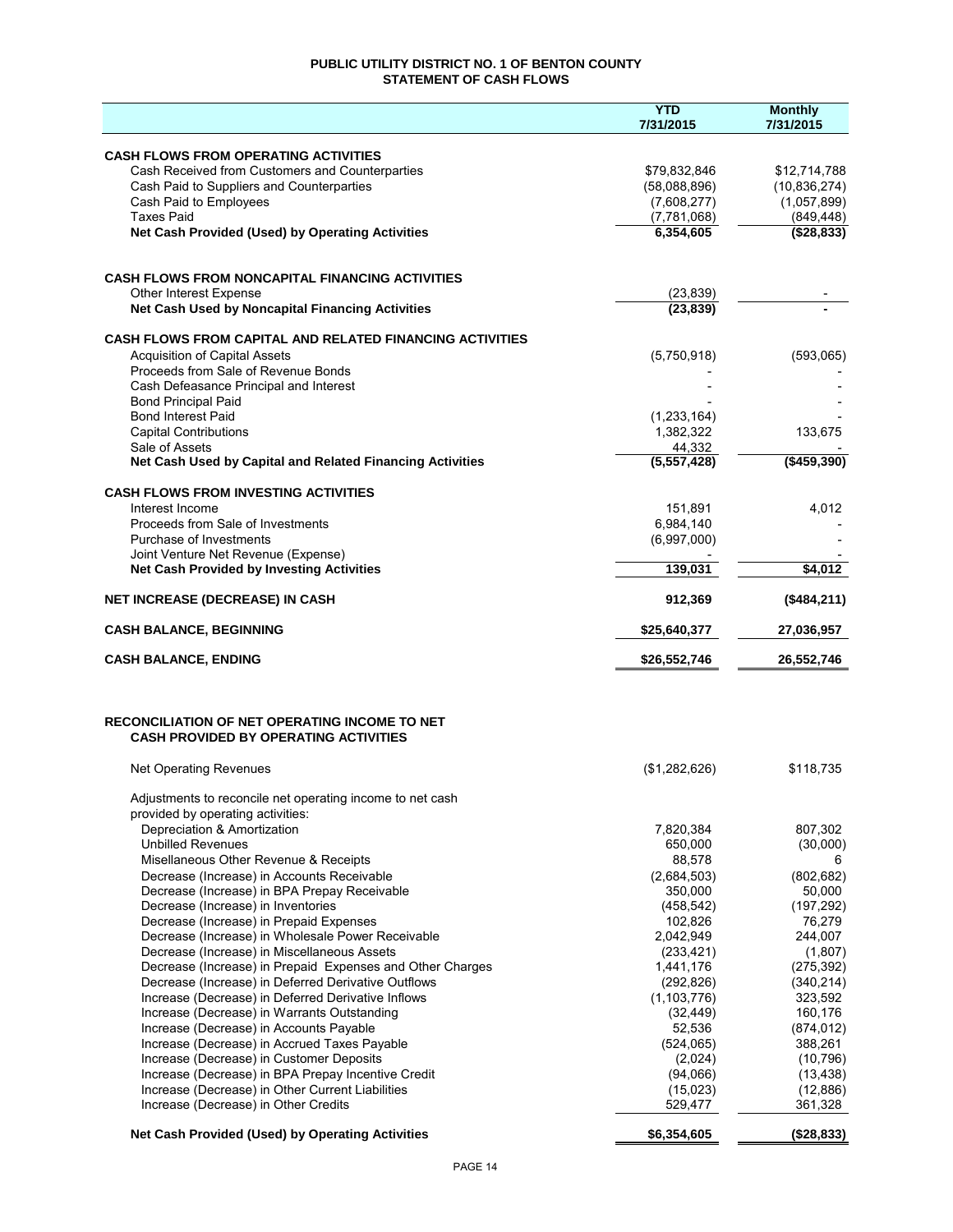# PUBLIC UTILITY DISTRICT NO. 1 OF BENTON COUNTY
## STATEMENT OF CASH FLOWS

| | YTD 7/31/2015 | Monthly 7/31/2015 |
|---|---|---|
| **CASH FLOWS FROM OPERATING ACTIVITIES** | | |
| Cash Received from Customers and Counterparties | $79,832,846 | $12,714,788 |
| Cash Paid to Suppliers and Counterparties | (58,088,896) | (10,836,274) |
| Cash Paid to Employees | (7,608,277) | (1,057,899) |
| Taxes Paid | (7,781,068) | (849,448) |
| **Net Cash Provided (Used) by Operating Activities** | **6,354,605** | **($28,833)** |
| | | |
| **CASH FLOWS FROM NONCAPITAL FINANCING ACTIVITIES** | | |
| Other Interest Expense | (23,839) | - |
| **Net Cash Used by Noncapital Financing Activities** | **(23,839)** | **-** |
| | | |
| **CASH FLOWS FROM CAPITAL AND RELATED FINANCING ACTIVITIES** | | |
| Acquisition of Capital Assets | (5,750,918) | (593,065) |
| Proceeds from Sale of Revenue Bonds | - | - |
| Cash Defeasance Principal and Interest | - | - |
| Bond Principal Paid | - | - |
| Bond Interest Paid | (1,233,164) | - |
| Capital Contributions | 1,382,322 | 133,675 |
| Sale of Assets | 44,332 | - |
| **Net Cash Used by Capital and Related Financing Activities** | **(5,557,428)** | **($459,390)** |
| | | |
| **CASH FLOWS FROM INVESTING ACTIVITIES** | | |
| Interest Income | 151,891 | 4,012 |
| Proceeds from Sale of Investments | 6,984,140 | - |
| Purchase of Investments | (6,997,000) | - |
| Joint Venture Net Revenue (Expense) | - | - |
| **Net Cash Provided by Investing Activities** | **139,031** | **$4,012** |
| | | |
| **NET INCREASE (DECREASE) IN CASH** | **912,369** | **($484,211)** |
| | | |
| **CASH BALANCE, BEGINNING** | **$25,640,377** | **27,036,957** |
| | | |
| **CASH BALANCE, ENDING** | **$26,552,746** | **26,552,746** |

## RECONCILIATION OF NET OPERATING INCOME TO NET CASH PROVIDED BY OPERATING ACTIVITIES

| | YTD 7/31/2015 | Monthly 7/31/2015 |
|---|---|---|
| Net Operating Revenues | ($1,282,626) | $118,735 |
| Adjustments to reconcile net operating income to net cash provided by operating activities: | | |
| Depreciation & Amortization | 7,820,384 | 807,302 |
| Unbilled Revenues | 650,000 | (30,000) |
| Misellaneous Other Revenue & Receipts | 88,578 | 6 |
| Decrease (Increase) in Accounts Receivable | (2,684,503) | (802,682) |
| Decrease (Increase) in BPA Prepay Receivable | 350,000 | 50,000 |
| Decrease (Increase) in Inventories | (458,542) | (197,292) |
| Decrease (Increase) in Prepaid Expenses | 102,826 | 76,279 |
| Decrease (Increase) in Wholesale Power Receivable | 2,042,949 | 244,007 |
| Decrease (Increase) in Miscellaneous Assets | (233,421) | (1,807) |
| Decrease (Increase) in Prepaid Expenses and Other Charges | 1,441,176 | (275,392) |
| Decrease (Increase) in Deferred Derivative Outflows | (292,826) | (340,214) |
| Increase (Decrease) in Deferred Derivative Inflows | (1,103,776) | 323,592 |
| Increase (Decrease) in Warrants Outstanding | (32,449) | 160,176 |
| Increase (Decrease) in Accounts Payable | 52,536 | (874,012) |
| Increase (Decrease) in Accrued Taxes Payable | (524,065) | 388,261 |
| Increase (Decrease) in Customer Deposits | (2,024) | (10,796) |
| Increase (Decrease) in BPA Prepay Incentive Credit | (94,066) | (13,438) |
| Increase (Decrease) in Other Current Liabilities | (15,023) | (12,886) |
| Increase (Decrease) in Other Credits | 529,477 | 361,328 |
| **Net Cash Provided (Used) by Operating Activities** | **$6,354,605** | **($28,833)** |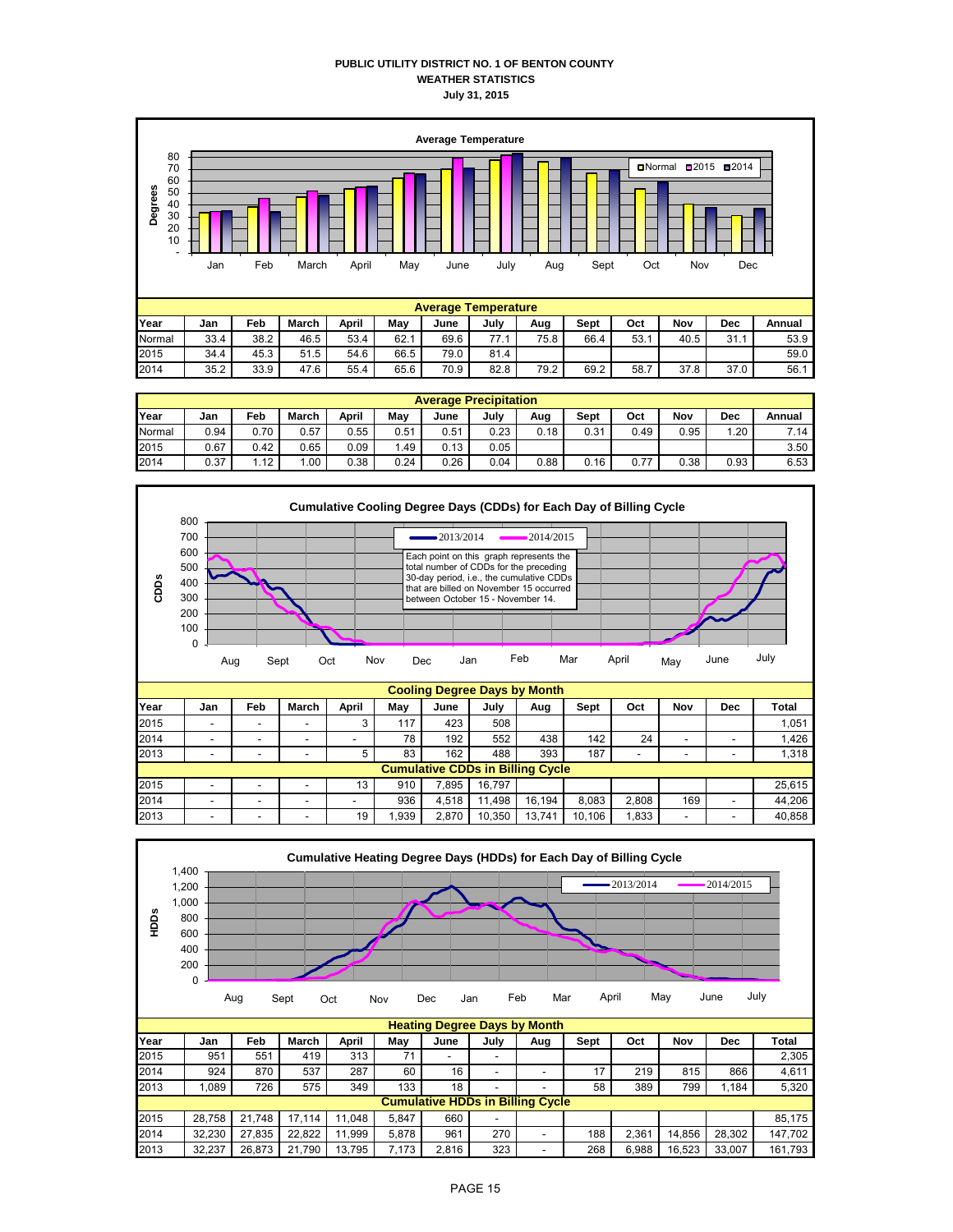# PUBLIC UTILITY DISTRICT NO. 1 OF BENTON COUNTY
## WEATHER STATISTICS
### July 31, 2015

**Average Temperature**

| Year | Jan | Feb | March | April | May | June | July | Aug | Sept | Oct | Nov | Dec | Annual |
|---|---|---|---|---|---|---|---|---|---|---|---|---|---|
| Normal | 33.4 | 38.2 | 46.5 | 53.4 | 62.1 | 69.6 | 77.1 | 75.8 | 66.4 | 53.1 | 40.5 | 31.1 | 53.9 |
| 2015 | 34.4 | 45.3 | 51.5 | 54.6 | 66.5 | 79.0 | 81.4 | | | | | | 59.0 |
| 2014 | 35.2 | 33.9 | 47.6 | 55.4 | 65.6 | 70.9 | 82.8 | 79.2 | 69.2 | 58.7 | 37.8 | 37.0 | 56.1 |

**Average Precipitation**

| Year | Jan | Feb | March | April | May | June | July | Aug | Sept | Oct | Nov | Dec | Annual |
|---|---|---|---|---|---|---|---|---|---|---|---|---|---|
| Normal | 0.94 | 0.70 | 0.57 | 0.55 | 0.51 | 0.51 | 0.23 | 0.18 | 0.31 | 0.49 | 0.95 | 1.20 | 7.14 |
| 2015 | 0.67 | 0.42 | 0.65 | 0.09 | 1.49 | 0.13 | 0.05 | | | | | | 3.50 |
| 2014 | 0.37 | 1.12 | 1.00 | 0.38 | 0.24 | 0.26 | 0.04 | 0.88 | 0.16 | 0.77 | 0.38 | 0.93 | 6.53 |

**Cumulative Cooling Degree Days (CDDs) for Each Day of Billing Cycle**

Each point on this graph represents the total number of CDDs for the preceding 30-day period, i.e., the cumulative CDDs that are billed on November 15 occurred between October 15 - November 14.

**Cooling Degree Days by Month**

| Year | Jan | Feb | March | April | May | June | July | Aug | Sept | Oct | Nov | Dec | Total |
|---|---|---|---|---|---|---|---|---|---|---|---|---|---|
| 2015 | - | - | - | 3 | 117 | 423 | 508 | | | | | | 1,051 |
| 2014 | - | - | - | - | 78 | 192 | 552 | 438 | 142 | 24 | - | - | 1,426 |
| 2013 | - | - | - | 5 | 83 | 162 | 488 | 393 | 187 | - | - | - | 1,318 |
| **Cumulative CDDs in Billing Cycle** | | | | | | | | | | | | | |
| 2015 | - | - | - | 13 | 910 | 7,895 | 16,797 | | | | | | 25,615 |
| 2014 | - | - | - | - | 936 | 4,518 | 11,498 | 16,194 | 8,083 | 2,808 | 169 | - | 44,206 |
| 2013 | - | - | - | 19 | 1,939 | 2,870 | 10,350 | 13,741 | 10,106 | 1,833 | - | - | 40,858 |

**Cumulative Heating Degree Days (HDDs) for Each Day of Billing Cycle**

**Heating Degree Days by Month**

| Year | Jan | Feb | March | April | May | June | July | Aug | Sept | Oct | Nov | Dec | Total |
|---|---|---|---|---|---|---|---|---|---|---|---|---|---|
| 2015 | 951 | 551 | 419 | 313 | 71 | - | - | | | | | | 2,305 |
| 2014 | 924 | 870 | 537 | 287 | 60 | 16 | - | - | 17 | 219 | 815 | 866 | 4,611 |
| 2013 | 1,089 | 726 | 575 | 349 | 133 | 18 | - | - | 58 | 389 | 799 | 1,184 | 5,320 |
| **Cumulative HDDs in Billing Cycle** | | | | | | | | | | | | | |
| 2015 | 28,758 | 21,748 | 17,114 | 11,048 | 5,847 | 660 | - | | | | | | 85,175 |
| 2014 | 32,230 | 27,835 | 22,822 | 11,999 | 5,878 | 961 | 270 | - | 188 | 2,361 | 14,856 | 28,302 | 147,702 |
| 2013 | 32,237 | 26,873 | 21,790 | 13,795 | 7,173 | 2,816 | 323 | - | 268 | 6,988 | 16,523 | 33,007 | 161,793 |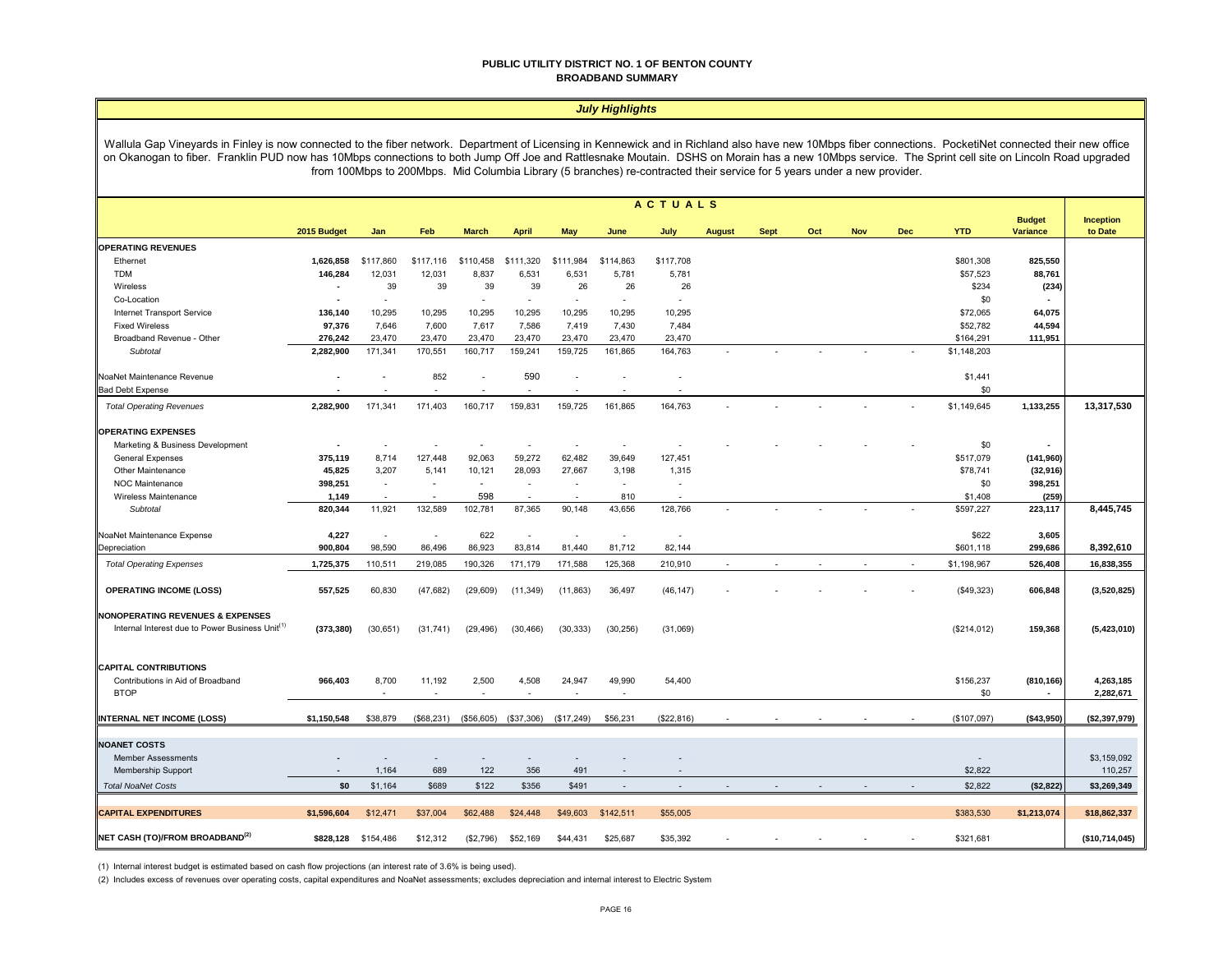# PUBLIC UTILITY DISTRICT NO. 1 OF BENTON COUNTY
## BROADBAND SUMMARY

### *July Highlights*

Wallula Gap Vineyards in Finley is now connected to the fiber network. Department of Licensing in Kennewick and in Richland also have new 10Mbps fiber connections. PocketiNet connected their new office on Okanogan to fiber. Franklin PUD now has 10Mbps connections to both Jump Off Joe and Rattlesnake Moutain. DSHS on Morain has a new 10Mbps service. The Sprint cell site on Lincoln Road upgraded from 100Mbps to 200Mbps. Mid Columbia Library (5 branches) re-contracted their service for 5 years under a new provider.

| | 2015 Budget | Jan | Feb | March | April | May | June | July | August | Sept | Oct | Nov | Dec | YTD | Budget Variance | Inception to Date |
|---|---|---|---|---|---|---|---|---|---|---|---|---|---|---|---|---|
| | | | | | | | ACTUALS | | | | | | | | | |
| **OPERATING REVENUES** | | | | | | | | | | | | | | | | |
| Ethernet | 1,626,858 | $117,860 | $117,116 | $110,458 | $111,320 | $111,984 | $114,863 | $117,708 | | | | | | $801,308 | 825,550 | |
| TDM | 146,284 | 12,031 | 12,031 | 8,837 | 6,531 | 6,531 | 5,781 | 5,781 | | | | | | $57,523 | 88,761 | |
| Wireless | - | 39 | 39 | 39 | 39 | 26 | 26 | 26 | | | | | | $234 | (234) | |
| Co-Location | - | - | | - | - | - | - | - | | | | | | $0 | - | |
| Internet Transport Service | 136,140 | 10,295 | 10,295 | 10,295 | 10,295 | 10,295 | 10,295 | 10,295 | | | | | | $72,065 | 64,075 | |
| Fixed Wireless | 97,376 | 7,646 | 7,600 | 7,617 | 7,586 | 7,419 | 7,430 | 7,484 | | | | | | $52,782 | 44,594 | |
| Broadband Revenue - Other | 276,242 | 23,470 | 23,470 | 23,470 | 23,470 | 23,470 | 23,470 | 23,470 | | | | | | $164,291 | 111,951 | |
| *Subtotal* | 2,282,900 | 171,341 | 170,551 | 160,717 | 159,241 | 159,725 | 161,865 | 164,763 | - | - | - | - | - | $1,148,203 | | |
| NoaNet Maintenance Revenue | - | - | 852 | - | 590 | - | - | - | | | | | | $1,441 | | |
| Bad Debt Expense | - | - | - | - | - | - | - | - | | | | | | $0 | | |
| *Total Operating Revenues* | 2,282,900 | 171,341 | 171,403 | 160,717 | 159,831 | 159,725 | 161,865 | 164,763 | - | - | - | - | - | $1,149,645 | 1,133,255 | 13,317,530 |
| **OPERATING EXPENSES** | | | | | | | | | | | | | | | | |
| Marketing & Business Development | - | - | - | - | - | - | - | - | - | - | - | - | - | $0 | - | |
| General Expenses | 375,119 | 8,714 | 127,448 | 92,063 | 59,272 | 62,482 | 39,649 | 127,451 | | | | | | $517,079 | (141,960) | |
| Other Maintenance | 45,825 | 3,207 | 5,141 | 10,121 | 28,093 | 27,667 | 3,198 | 1,315 | | | | | | $78,741 | (32,916) | |
| NOC Maintenance | 398,251 | - | - | - | - | - | - | - | | | | | | $0 | 398,251 | |
| Wireless Maintenance | 1,149 | - | - | 598 | - | - | 810 | - | | | | | | $1,408 | (259) | |
| *Subtotal* | 820,344 | 11,921 | 132,589 | 102,781 | 87,365 | 90,148 | 43,656 | 128,766 | - | - | - | - | - | $597,227 | 223,117 | 8,445,745 |
| NoaNet Maintenance Expense | 4,227 | - | - | 622 | - | - | - | - | | | | | | $622 | 3,605 | |
| Depreciation | 900,804 | 98,590 | 86,496 | 86,923 | 83,814 | 81,440 | 81,712 | 82,144 | | | | | | $601,118 | 299,686 | 8,392,610 |
| *Total Operating Expenses* | 1,725,375 | 110,511 | 219,085 | 190,326 | 171,179 | 171,588 | 125,368 | 210,910 | - | - | - | - | - | $1,198,967 | 526,408 | 16,838,355 |
| **OPERATING INCOME (LOSS)** | 557,525 | 60,830 | (47,682) | (29,609) | (11,349) | (11,863) | 36,497 | (46,147) | - | - | - | - | - | ($49,323) | 606,848 | (3,520,825) |
| **NONOPERATING REVENUES & EXPENSES** | | | | | | | | | | | | | | | | |
| Internal Interest due to Power Business Unit(1) | (373,380) | (30,651) | (31,741) | (29,496) | (30,466) | (30,333) | (30,256) | (31,069) | | | | | | ($214,012) | 159,368 | (5,423,010) |
| **CAPITAL CONTRIBUTIONS** | | | | | | | | | | | | | | | | |
| Contributions in Aid of Broadband | 966,403 | 8,700 | 11,192 | 2,500 | 4,508 | 24,947 | 49,990 | 54,400 | | | | | | $156,237 | (810,166) | 4,263,185 |
| BTOP | | - | - | - | - | - | - | | | | | | | $0 | - | 2,282,671 |
| **INTERNAL NET INCOME (LOSS)** | $1,150,548 | $38,879 | ($68,231) | ($56,605) | ($37,306) | ($17,249) | $56,231 | ($22,816) | - | - | - | - | - | ($107,097) | ($43,950) | ($2,397,979) |
| **NOANET COSTS** | | | | | | | | | | | | | | | | |
| Member Assessments | - | - | - | - | - | - | - | - | | | | | | - | | $3,159,092 |
| Membership Support | - | 1,164 | 689 | 122 | 356 | 491 | - | - | | | | | | $2,822 | | 110,257 |
| *Total NoaNet Costs* | $0 | $1,164 | $689 | $122 | $356 | $491 | - | - | - | - | - | - | - | $2,822 | ($2,822) | $3,269,349 |
| **CAPITAL EXPENDITURES** | $1,596,604 | $12,471 | $37,004 | $62,488 | $24,448 | $49,603 | $142,511 | $55,005 | | | | | | $383,530 | $1,213,074 | $18,862,337 |
| **NET CASH (TO)/FROM BROADBAND(2)** | $828,128 | $154,486 | $12,312 | ($2,796) | $52,169 | $44,431 | $25,687 | $35,392 | - | - | - | - | - | $321,681 | | ($10,714,045) |

(1) Internal interest budget is estimated based on cash flow projections (an interest rate of 3.6% is being used).

(2) Includes excess of revenues over operating costs, capital expenditures and NoaNet assessments; excludes depreciation and internal interest to Electric System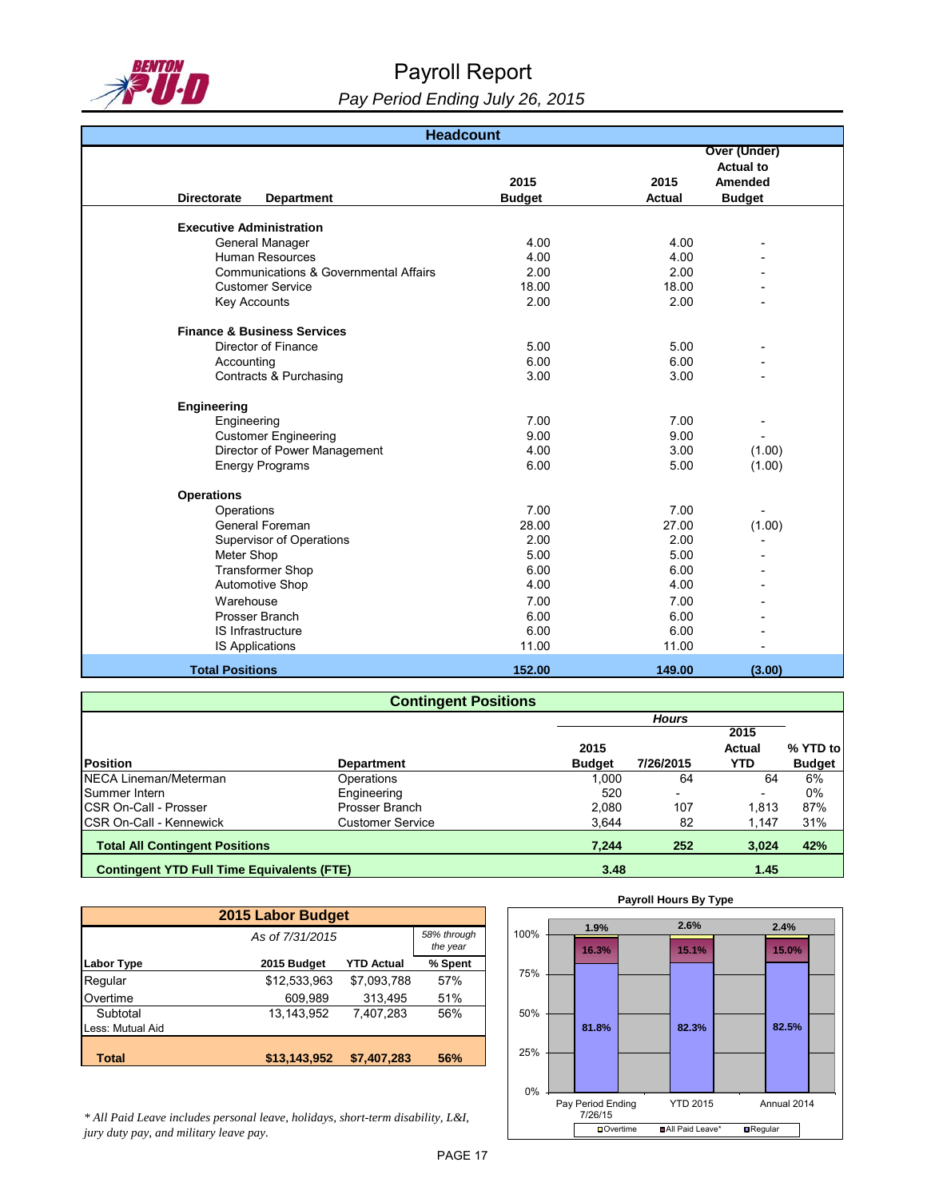# Payroll Report

*Pay Period Ending July 26, 2015*

## Headcount

| Directorate | Department | 2015 Budget | 2015 Actual | Over (Under) Actual to Amended Budget |
|---|---|---|---|---|
| **Executive Administration** | | | | |
| | General Manager | 4.00 | 4.00 | - |
| | Human Resources | 4.00 | 4.00 | - |
| | Communications & Governmental Affairs | 2.00 | 2.00 | - |
| | Customer Service | 18.00 | 18.00 | - |
| | Key Accounts | 2.00 | 2.00 | - |
| **Finance & Business Services** | | | | |
| | Director of Finance | 5.00 | 5.00 | - |
| | Accounting | 6.00 | 6.00 | - |
| | Contracts & Purchasing | 3.00 | 3.00 | - |
| **Engineering** | | | | |
| | Engineering | 7.00 | 7.00 | - |
| | Customer Engineering | 9.00 | 9.00 | - |
| | Director of Power Management | 4.00 | 3.00 | (1.00) |
| | Energy Programs | 6.00 | 5.00 | (1.00) |
| **Operations** | | | | |
| | Operations | 7.00 | 7.00 | - |
| | General Foreman | 28.00 | 27.00 | (1.00) |
| | Supervisor of Operations | 2.00 | 2.00 | - |
| | Meter Shop | 5.00 | 5.00 | - |
| | Transformer Shop | 6.00 | 6.00 | - |
| | Automotive Shop | 4.00 | 4.00 | - |
| | Warehouse | 7.00 | 7.00 | - |
| | Prosser Branch | 6.00 | 6.00 | - |
| | IS Infrastructure | 6.00 | 6.00 | - |
| | IS Applications | 11.00 | 11.00 | - |
| **Total Positions** | | **152.00** | **149.00** | **(3.00)** |

## Contingent Positions

| Position | Department | Hours: 2015 Budget | Hours: 7/26/2015 | Hours: 2015 Actual YTD | % YTD to Budget |
|---|---|---|---|---|---|
| NECA Lineman/Meterman | Operations | 1,000 | 64 | 64 | 6% |
| Summer Intern | Engineering | 520 | - | - | 0% |
| CSR On-Call - Prosser | Prosser Branch | 2,080 | 107 | 1,813 | 87% |
| CSR On-Call - Kennewick | Customer Service | 3,644 | 82 | 1,147 | 31% |
| **Total All Contingent Positions** | | **7,244** | **252** | **3,024** | **42%** |
| **Contingent YTD Full Time Equivalents (FTE)** | | **3.48** | | **1.45** | |

## 2015 Labor Budget

*As of 7/31/2015* — *58% through the year*

| Labor Type | 2015 Budget | YTD Actual | % Spent |
|---|---|---|---|
| Regular | $12,533,963 | $7,093,788 | 57% |
| Overtime | 609,989 | 313,495 | 51% |
| Subtotal | 13,143,952 | 7,407,283 | 56% |
| Less: Mutual Aid | | | |
| **Total** | **$13,143,952** | **$7,407,283** | **56%** |

*\* All Paid Leave includes personal leave, holidays, short-term disability, L&I, jury duty pay, and military leave pay.*

**Payroll Hours By Type**

100%
75%
50%
25%
0%

Pay Period Ending 7/26/15: 1.9% / 16.3% / 81.8%
YTD 2015: 2.6% / 15.1% / 82.3%
Annual 2014: 2.4% / 15.0% / 82.5%

Overtime
All Paid Leave*
Regular